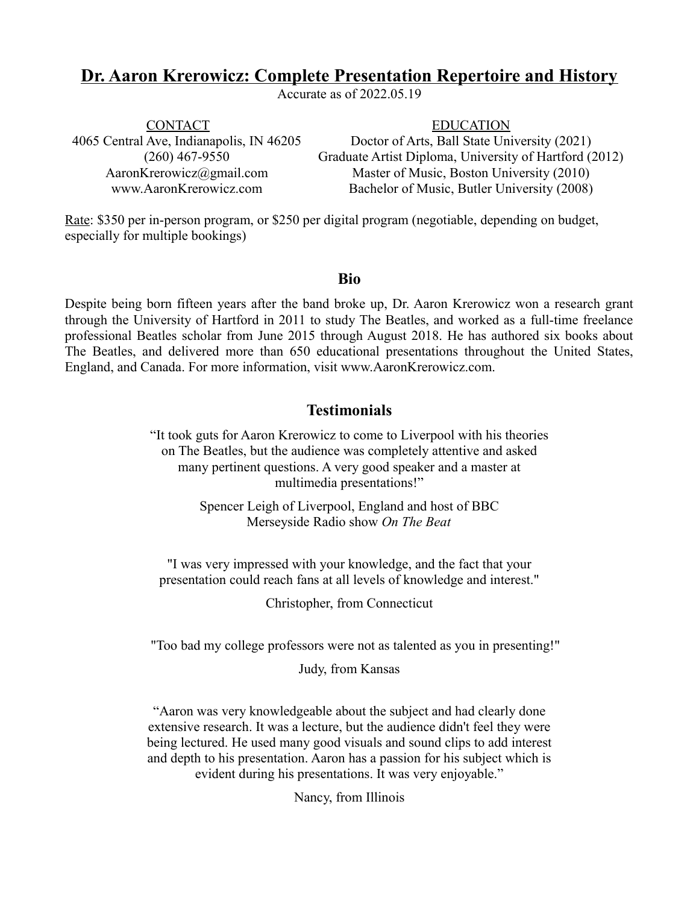# Dr. Aaron Krerowicz: Complete Presentation Repertoire and History

Accurate as of 2022.05.19

CONTACT

4065 Central Ave, Indianapolis, IN 46205
(260) 467-9550
AaronKrerowicz@gmail.com
www.AaronKrerowicz.com

EDUCATION

Doctor of Arts, Ball State University (2021)
Graduate Artist Diploma, University of Hartford (2012)
Master of Music, Boston University (2010)
Bachelor of Music, Butler University (2008)

Rate: $350 per in-person program, or $250 per digital program (negotiable, depending on budget, especially for multiple bookings)

## Bio

Despite being born fifteen years after the band broke up, Dr. Aaron Krerowicz won a research grant through the University of Hartford in 2011 to study The Beatles, and worked as a full-time freelance professional Beatles scholar from June 2015 through August 2018. He has authored six books about The Beatles, and delivered more than 650 educational presentations throughout the United States, England, and Canada. For more information, visit www.AaronKrerowicz.com.

## Testimonials

"It took guts for Aaron Krerowicz to come to Liverpool with his theories on The Beatles, but the audience was completely attentive and asked many pertinent questions. A very good speaker and a master at multimedia presentations!"

Spencer Leigh of Liverpool, England and host of BBC Merseyside Radio show *On The Beat*

"I was very impressed with your knowledge, and the fact that your presentation could reach fans at all levels of knowledge and interest."

Christopher, from Connecticut

"Too bad my college professors were not as talented as you in presenting!"

Judy, from Kansas

"Aaron was very knowledgeable about the subject and had clearly done extensive research. It was a lecture, but the audience didn't feel they were being lectured. He used many good visuals and sound clips to add interest and depth to his presentation. Aaron has a passion for his subject which is evident during his presentations. It was very enjoyable."

Nancy, from Illinois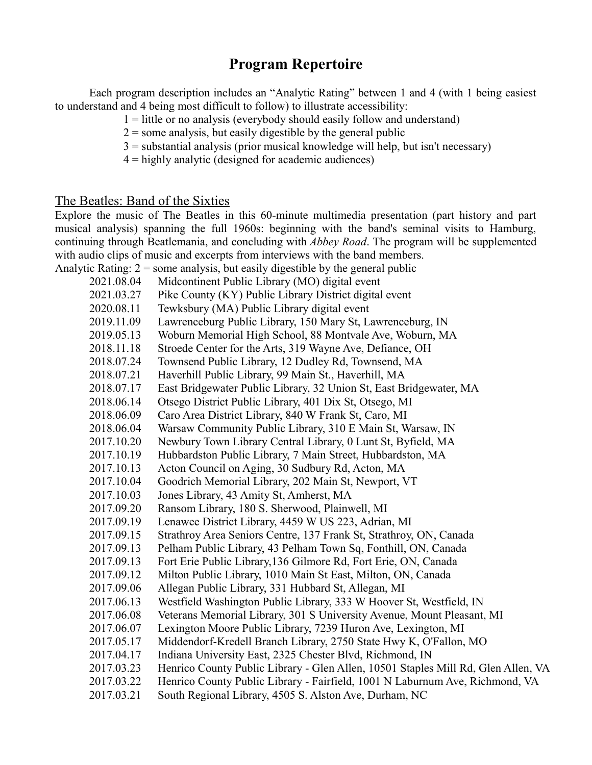# Program Repertoire

Each program description includes an "Analytic Rating" between 1 and 4 (with 1 being easiest to understand and 4 being most difficult to follow) to illustrate accessibility:

1 = little or no analysis (everybody should easily follow and understand)
2 = some analysis, but easily digestible by the general public
3 = substantial analysis (prior musical knowledge will help, but isn't necessary)
4 = highly analytic (designed for academic audiences)

## The Beatles: Band of the Sixties

Explore the music of The Beatles in this 60-minute multimedia presentation (part history and part musical analysis) spanning the full 1960s: beginning with the band's seminal visits to Hamburg, continuing through Beatlemania, and concluding with *Abbey Road*. The program will be supplemented with audio clips of music and excerpts from interviews with the band members.

Analytic Rating: 2 = some analysis, but easily digestible by the general public

| | |
|---|---|
| 2021.08.04 | Midcontinent Public Library (MO) digital event |
| 2021.03.27 | Pike County (KY) Public Library District digital event |
| 2020.08.11 | Tewksbury (MA) Public Library digital event |
| 2019.11.09 | Lawrenceburg Public Library, 150 Mary St, Lawrenceburg, IN |
| 2019.05.13 | Woburn Memorial High School, 88 Montvale Ave, Woburn, MA |
| 2018.11.18 | Stroede Center for the Arts, 319 Wayne Ave, Defiance, OH |
| 2018.07.24 | Townsend Public Library, 12 Dudley Rd, Townsend, MA |
| 2018.07.21 | Haverhill Public Library, 99 Main St., Haverhill, MA |
| 2018.07.17 | East Bridgewater Public Library, 32 Union St, East Bridgewater, MA |
| 2018.06.14 | Otsego District Public Library, 401 Dix St, Otsego, MI |
| 2018.06.09 | Caro Area District Library, 840 W Frank St, Caro, MI |
| 2018.06.04 | Warsaw Community Public Library, 310 E Main St, Warsaw, IN |
| 2017.10.20 | Newbury Town Library Central Library, 0 Lunt St, Byfield, MA |
| 2017.10.19 | Hubbardston Public Library, 7 Main Street, Hubbardston, MA |
| 2017.10.13 | Acton Council on Aging, 30 Sudbury Rd, Acton, MA |
| 2017.10.04 | Goodrich Memorial Library, 202 Main St, Newport, VT |
| 2017.10.03 | Jones Library, 43 Amity St, Amherst, MA |
| 2017.09.20 | Ransom Library, 180 S. Sherwood, Plainwell, MI |
| 2017.09.19 | Lenawee District Library, 4459 W US 223, Adrian, MI |
| 2017.09.15 | Strathroy Area Seniors Centre, 137 Frank St, Strathroy, ON, Canada |
| 2017.09.13 | Pelham Public Library, 43 Pelham Town Sq, Fonthill, ON, Canada |
| 2017.09.13 | Fort Erie Public Library,136 Gilmore Rd, Fort Erie, ON, Canada |
| 2017.09.12 | Milton Public Library, 1010 Main St East, Milton, ON, Canada |
| 2017.09.06 | Allegan Public Library, 331 Hubbard St, Allegan, MI |
| 2017.06.13 | Westfield Washington Public Library, 333 W Hoover St, Westfield, IN |
| 2017.06.08 | Veterans Memorial Library, 301 S University Avenue, Mount Pleasant, MI |
| 2017.06.07 | Lexington Moore Public Library, 7239 Huron Ave, Lexington, MI |
| 2017.05.17 | Middendorf-Kredell Branch Library, 2750 State Hwy K, O'Fallon, MO |
| 2017.04.17 | Indiana University East, 2325 Chester Blvd, Richmond, IN |
| 2017.03.23 | Henrico County Public Library - Glen Allen, 10501 Staples Mill Rd, Glen Allen, VA |
| 2017.03.22 | Henrico County Public Library - Fairfield, 1001 N Laburnum Ave, Richmond, VA |
| 2017.03.21 | South Regional Library, 4505 S. Alston Ave, Durham, NC |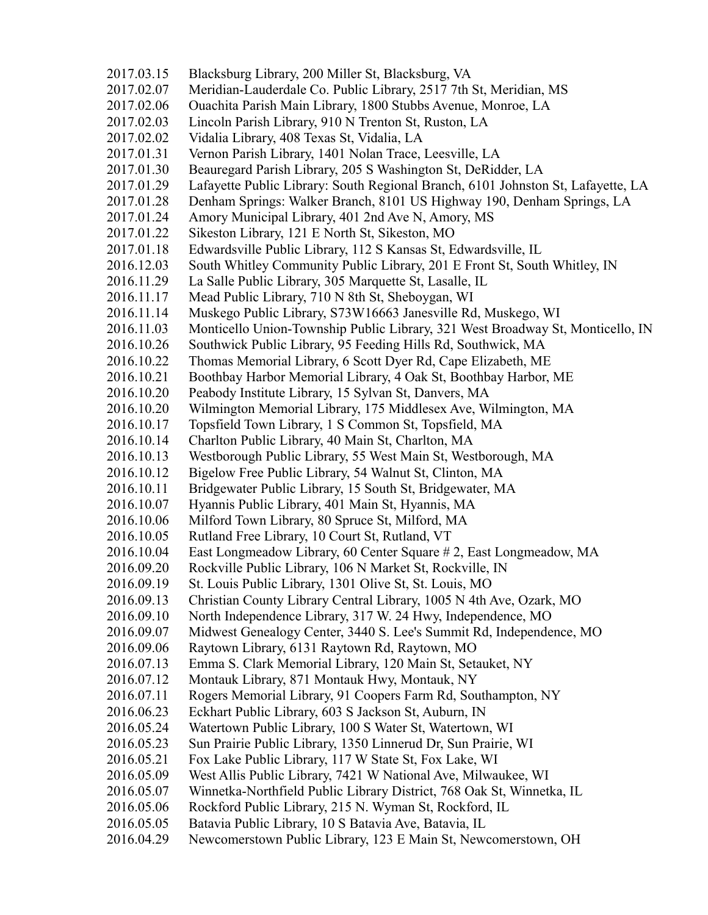| | |
|---|---|
| 2017.03.15 | Blacksburg Library, 200 Miller St, Blacksburg, VA |
| 2017.02.07 | Meridian-Lauderdale Co. Public Library, 2517 7th St, Meridian, MS |
| 2017.02.06 | Ouachita Parish Main Library, 1800 Stubbs Avenue, Monroe, LA |
| 2017.02.03 | Lincoln Parish Library, 910 N Trenton St, Ruston, LA |
| 2017.02.02 | Vidalia Library, 408 Texas St, Vidalia, LA |
| 2017.01.31 | Vernon Parish Library, 1401 Nolan Trace, Leesville, LA |
| 2017.01.30 | Beauregard Parish Library, 205 S Washington St, DeRidder, LA |
| 2017.01.29 | Lafayette Public Library: South Regional Branch, 6101 Johnston St, Lafayette, LA |
| 2017.01.28 | Denham Springs: Walker Branch, 8101 US Highway 190, Denham Springs, LA |
| 2017.01.24 | Amory Municipal Library, 401 2nd Ave N, Amory, MS |
| 2017.01.22 | Sikeston Library, 121 E North St, Sikeston, MO |
| 2017.01.18 | Edwardsville Public Library, 112 S Kansas St, Edwardsville, IL |
| 2016.12.03 | South Whitley Community Public Library, 201 E Front St, South Whitley, IN |
| 2016.11.29 | La Salle Public Library, 305 Marquette St, Lasalle, IL |
| 2016.11.17 | Mead Public Library, 710 N 8th St, Sheboygan, WI |
| 2016.11.14 | Muskego Public Library, S73W16663 Janesville Rd, Muskego, WI |
| 2016.11.03 | Monticello Union-Township Public Library, 321 West Broadway St, Monticello, IN |
| 2016.10.26 | Southwick Public Library, 95 Feeding Hills Rd, Southwick, MA |
| 2016.10.22 | Thomas Memorial Library, 6 Scott Dyer Rd, Cape Elizabeth, ME |
| 2016.10.21 | Boothbay Harbor Memorial Library, 4 Oak St, Boothbay Harbor, ME |
| 2016.10.20 | Peabody Institute Library, 15 Sylvan St, Danvers, MA |
| 2016.10.20 | Wilmington Memorial Library, 175 Middlesex Ave, Wilmington, MA |
| 2016.10.17 | Topsfield Town Library, 1 S Common St, Topsfield, MA |
| 2016.10.14 | Charlton Public Library, 40 Main St, Charlton, MA |
| 2016.10.13 | Westborough Public Library, 55 West Main St, Westborough, MA |
| 2016.10.12 | Bigelow Free Public Library, 54 Walnut St, Clinton, MA |
| 2016.10.11 | Bridgewater Public Library, 15 South St, Bridgewater, MA |
| 2016.10.07 | Hyannis Public Library, 401 Main St, Hyannis, MA |
| 2016.10.06 | Milford Town Library, 80 Spruce St, Milford, MA |
| 2016.10.05 | Rutland Free Library, 10 Court St, Rutland, VT |
| 2016.10.04 | East Longmeadow Library, 60 Center Square # 2, East Longmeadow, MA |
| 2016.09.20 | Rockville Public Library, 106 N Market St, Rockville, IN |
| 2016.09.19 | St. Louis Public Library, 1301 Olive St, St. Louis, MO |
| 2016.09.13 | Christian County Library Central Library, 1005 N 4th Ave, Ozark, MO |
| 2016.09.10 | North Independence Library, 317 W. 24 Hwy, Independence, MO |
| 2016.09.07 | Midwest Genealogy Center, 3440 S. Lee's Summit Rd, Independence, MO |
| 2016.09.06 | Raytown Library, 6131 Raytown Rd, Raytown, MO |
| 2016.07.13 | Emma S. Clark Memorial Library, 120 Main St, Setauket, NY |
| 2016.07.12 | Montauk Library, 871 Montauk Hwy, Montauk, NY |
| 2016.07.11 | Rogers Memorial Library, 91 Coopers Farm Rd, Southampton, NY |
| 2016.06.23 | Eckhart Public Library, 603 S Jackson St, Auburn, IN |
| 2016.05.24 | Watertown Public Library, 100 S Water St, Watertown, WI |
| 2016.05.23 | Sun Prairie Public Library, 1350 Linnerud Dr, Sun Prairie, WI |
| 2016.05.21 | Fox Lake Public Library, 117 W State St, Fox Lake, WI |
| 2016.05.09 | West Allis Public Library, 7421 W National Ave, Milwaukee, WI |
| 2016.05.07 | Winnetka-Northfield Public Library District, 768 Oak St, Winnetka, IL |
| 2016.05.06 | Rockford Public Library, 215 N. Wyman St, Rockford, IL |
| 2016.05.05 | Batavia Public Library, 10 S Batavia Ave, Batavia, IL |
| 2016.04.29 | Newcomerstown Public Library, 123 E Main St, Newcomerstown, OH |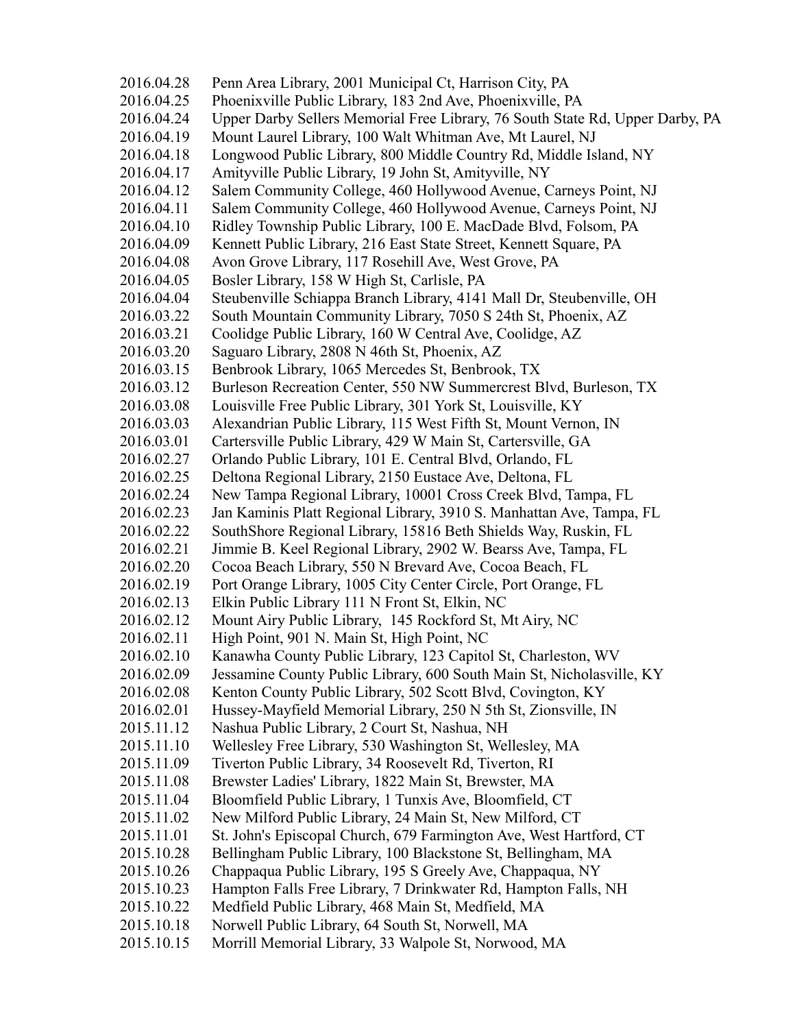| | |
|---|---|
| 2016.04.28 | Penn Area Library, 2001 Municipal Ct, Harrison City, PA |
| 2016.04.25 | Phoenixville Public Library, 183 2nd Ave, Phoenixville, PA |
| 2016.04.24 | Upper Darby Sellers Memorial Free Library, 76 South State Rd, Upper Darby, PA |
| 2016.04.19 | Mount Laurel Library, 100 Walt Whitman Ave, Mt Laurel, NJ |
| 2016.04.18 | Longwood Public Library, 800 Middle Country Rd, Middle Island, NY |
| 2016.04.17 | Amityville Public Library, 19 John St, Amityville, NY |
| 2016.04.12 | Salem Community College, 460 Hollywood Avenue, Carneys Point, NJ |
| 2016.04.11 | Salem Community College, 460 Hollywood Avenue, Carneys Point, NJ |
| 2016.04.10 | Ridley Township Public Library, 100 E. MacDade Blvd, Folsom, PA |
| 2016.04.09 | Kennett Public Library, 216 East State Street, Kennett Square, PA |
| 2016.04.08 | Avon Grove Library, 117 Rosehill Ave, West Grove, PA |
| 2016.04.05 | Bosler Library, 158 W High St, Carlisle, PA |
| 2016.04.04 | Steubenville Schiappa Branch Library, 4141 Mall Dr, Steubenville, OH |
| 2016.03.22 | South Mountain Community Library, 7050 S 24th St, Phoenix, AZ |
| 2016.03.21 | Coolidge Public Library, 160 W Central Ave, Coolidge, AZ |
| 2016.03.20 | Saguaro Library, 2808 N 46th St, Phoenix, AZ |
| 2016.03.15 | Benbrook Library, 1065 Mercedes St, Benbrook, TX |
| 2016.03.12 | Burleson Recreation Center, 550 NW Summercrest Blvd, Burleson, TX |
| 2016.03.08 | Louisville Free Public Library, 301 York St, Louisville, KY |
| 2016.03.03 | Alexandrian Public Library, 115 West Fifth St, Mount Vernon, IN |
| 2016.03.01 | Cartersville Public Library, 429 W Main St, Cartersville, GA |
| 2016.02.27 | Orlando Public Library, 101 E. Central Blvd, Orlando, FL |
| 2016.02.25 | Deltona Regional Library, 2150 Eustace Ave, Deltona, FL |
| 2016.02.24 | New Tampa Regional Library, 10001 Cross Creek Blvd, Tampa, FL |
| 2016.02.23 | Jan Kaminis Platt Regional Library, 3910 S. Manhattan Ave, Tampa, FL |
| 2016.02.22 | SouthShore Regional Library, 15816 Beth Shields Way, Ruskin, FL |
| 2016.02.21 | Jimmie B. Keel Regional Library, 2902 W. Bearss Ave, Tampa, FL |
| 2016.02.20 | Cocoa Beach Library, 550 N Brevard Ave, Cocoa Beach, FL |
| 2016.02.19 | Port Orange Library, 1005 City Center Circle, Port Orange, FL |
| 2016.02.13 | Elkin Public Library 111 N Front St, Elkin, NC |
| 2016.02.12 | Mount Airy Public Library, 145 Rockford St, Mt Airy, NC |
| 2016.02.11 | High Point, 901 N. Main St, High Point, NC |
| 2016.02.10 | Kanawha County Public Library, 123 Capitol St, Charleston, WV |
| 2016.02.09 | Jessamine County Public Library, 600 South Main St, Nicholasville, KY |
| 2016.02.08 | Kenton County Public Library, 502 Scott Blvd, Covington, KY |
| 2016.02.01 | Hussey-Mayfield Memorial Library, 250 N 5th St, Zionsville, IN |
| 2015.11.12 | Nashua Public Library, 2 Court St, Nashua, NH |
| 2015.11.10 | Wellesley Free Library, 530 Washington St, Wellesley, MA |
| 2015.11.09 | Tiverton Public Library, 34 Roosevelt Rd, Tiverton, RI |
| 2015.11.08 | Brewster Ladies' Library, 1822 Main St, Brewster, MA |
| 2015.11.04 | Bloomfield Public Library, 1 Tunxis Ave, Bloomfield, CT |
| 2015.11.02 | New Milford Public Library, 24 Main St, New Milford, CT |
| 2015.11.01 | St. John's Episcopal Church, 679 Farmington Ave, West Hartford, CT |
| 2015.10.28 | Bellingham Public Library, 100 Blackstone St, Bellingham, MA |
| 2015.10.26 | Chappaqua Public Library, 195 S Greely Ave, Chappaqua, NY |
| 2015.10.23 | Hampton Falls Free Library, 7 Drinkwater Rd, Hampton Falls, NH |
| 2015.10.22 | Medfield Public Library, 468 Main St, Medfield, MA |
| 2015.10.18 | Norwell Public Library, 64 South St, Norwell, MA |
| 2015.10.15 | Morrill Memorial Library, 33 Walpole St, Norwood, MA |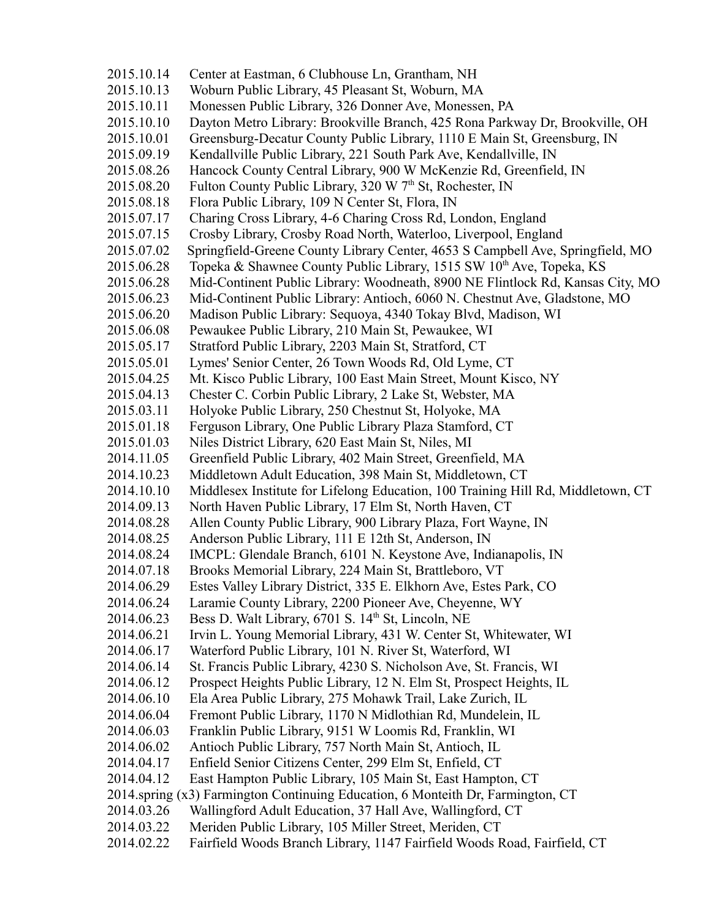2015.10.14 Center at Eastman, 6 Clubhouse Ln, Grantham, NH
2015.10.13 Woburn Public Library, 45 Pleasant St, Woburn, MA
2015.10.11 Monessen Public Library, 326 Donner Ave, Monessen, PA
2015.10.10 Dayton Metro Library: Brookville Branch, 425 Rona Parkway Dr, Brookville, OH
2015.10.01 Greensburg-Decatur County Public Library, 1110 E Main St, Greensburg, IN
2015.09.19 Kendallville Public Library, 221 South Park Ave, Kendallville, IN
2015.08.26 Hancock County Central Library, 900 W McKenzie Rd, Greenfield, IN
2015.08.20 Fulton County Public Library, 320 W 7th St, Rochester, IN
2015.08.18 Flora Public Library, 109 N Center St, Flora, IN
2015.07.17 Charing Cross Library, 4-6 Charing Cross Rd, London, England
2015.07.15 Crosby Library, Crosby Road North, Waterloo, Liverpool, England
2015.07.02 Springfield-Greene County Library Center, 4653 S Campbell Ave, Springfield, MO
2015.06.28 Topeka & Shawnee County Public Library, 1515 SW 10th Ave, Topeka, KS
2015.06.28 Mid-Continent Public Library: Woodneath, 8900 NE Flintlock Rd, Kansas City, MO
2015.06.23 Mid-Continent Public Library: Antioch, 6060 N. Chestnut Ave, Gladstone, MO
2015.06.20 Madison Public Library: Sequoya, 4340 Tokay Blvd, Madison, WI
2015.06.08 Pewaukee Public Library, 210 Main St, Pewaukee, WI
2015.05.17 Stratford Public Library, 2203 Main St, Stratford, CT
2015.05.01 Lymes' Senior Center, 26 Town Woods Rd, Old Lyme, CT
2015.04.25 Mt. Kisco Public Library, 100 East Main Street, Mount Kisco, NY
2015.04.13 Chester C. Corbin Public Library, 2 Lake St, Webster, MA
2015.03.11 Holyoke Public Library, 250 Chestnut St, Holyoke, MA
2015.01.18 Ferguson Library, One Public Library Plaza Stamford, CT
2015.01.03 Niles District Library, 620 East Main St, Niles, MI
2014.11.05 Greenfield Public Library, 402 Main Street, Greenfield, MA
2014.10.23 Middletown Adult Education, 398 Main St, Middletown, CT
2014.10.10 Middlesex Institute for Lifelong Education, 100 Training Hill Rd, Middletown, CT
2014.09.13 North Haven Public Library, 17 Elm St, North Haven, CT
2014.08.28 Allen County Public Library, 900 Library Plaza, Fort Wayne, IN
2014.08.25 Anderson Public Library, 111 E 12th St, Anderson, IN
2014.08.24 IMCPL: Glendale Branch, 6101 N. Keystone Ave, Indianapolis, IN
2014.07.18 Brooks Memorial Library, 224 Main St, Brattleboro, VT
2014.06.29 Estes Valley Library District, 335 E. Elkhorn Ave, Estes Park, CO
2014.06.24 Laramie County Library, 2200 Pioneer Ave, Cheyenne, WY
2014.06.23 Bess D. Walt Library, 6701 S. 14th St, Lincoln, NE
2014.06.21 Irvin L. Young Memorial Library, 431 W. Center St, Whitewater, WI
2014.06.17 Waterford Public Library, 101 N. River St, Waterford, WI
2014.06.14 St. Francis Public Library, 4230 S. Nicholson Ave, St. Francis, WI
2014.06.12 Prospect Heights Public Library, 12 N. Elm St, Prospect Heights, IL
2014.06.10 Ela Area Public Library, 275 Mohawk Trail, Lake Zurich, IL
2014.06.04 Fremont Public Library, 1170 N Midlothian Rd, Mundelein, IL
2014.06.03 Franklin Public Library, 9151 W Loomis Rd, Franklin, WI
2014.06.02 Antioch Public Library, 757 North Main St, Antioch, IL
2014.04.17 Enfield Senior Citizens Center, 299 Elm St, Enfield, CT
2014.04.12 East Hampton Public Library, 105 Main St, East Hampton, CT
2014.spring (x3) Farmington Continuing Education, 6 Monteith Dr, Farmington, CT
2014.03.26 Wallingford Adult Education, 37 Hall Ave, Wallingford, CT
2014.03.22 Meriden Public Library, 105 Miller Street, Meriden, CT
2014.02.22 Fairfield Woods Branch Library, 1147 Fairfield Woods Road, Fairfield, CT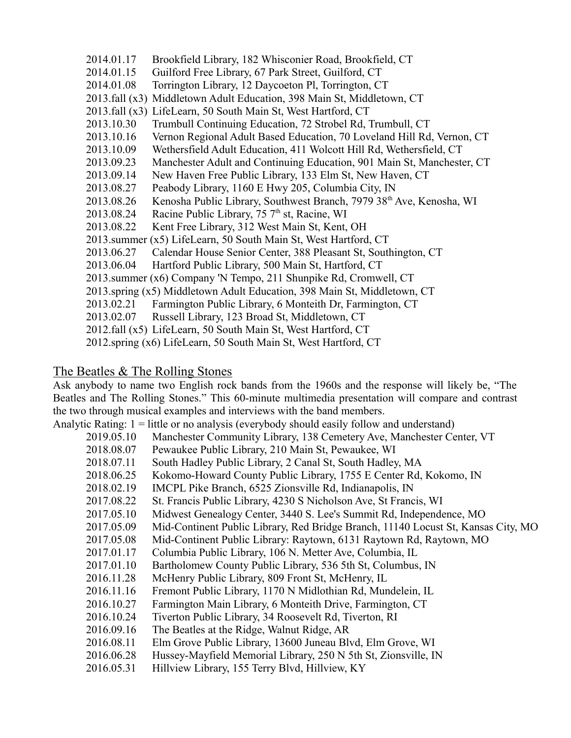2014.01.17 Brookfield Library, 182 Whisconier Road, Brookfield, CT
2014.01.15 Guilford Free Library, 67 Park Street, Guilford, CT
2014.01.08 Torrington Library, 12 Daycoeton Pl, Torrington, CT
2013.fall (x3) Middletown Adult Education, 398 Main St, Middletown, CT
2013.fall (x3) LifeLearn, 50 South Main St, West Hartford, CT
2013.10.30 Trumbull Continuing Education, 72 Strobel Rd, Trumbull, CT
2013.10.16 Vernon Regional Adult Based Education, 70 Loveland Hill Rd, Vernon, CT
2013.10.09 Wethersfield Adult Education, 411 Wolcott Hill Rd, Wethersfield, CT
2013.09.23 Manchester Adult and Continuing Education, 901 Main St, Manchester, CT
2013.09.14 New Haven Free Public Library, 133 Elm St, New Haven, CT
2013.08.27 Peabody Library, 1160 E Hwy 205, Columbia City, IN
2013.08.26 Kenosha Public Library, Southwest Branch, 7979 38th Ave, Kenosha, WI
2013.08.24 Racine Public Library, 75 7th st, Racine, WI
2013.08.22 Kent Free Library, 312 West Main St, Kent, OH
2013.summer (x5) LifeLearn, 50 South Main St, West Hartford, CT
2013.06.27 Calendar House Senior Center, 388 Pleasant St, Southington, CT
2013.06.04 Hartford Public Library, 500 Main St, Hartford, CT
2013.summer (x6) Company 'N Tempo, 211 Shunpike Rd, Cromwell, CT
2013.spring (x5) Middletown Adult Education, 398 Main St, Middletown, CT
2013.02.21 Farmington Public Library, 6 Monteith Dr, Farmington, CT
2013.02.07 Russell Library, 123 Broad St, Middletown, CT
2012.fall (x5) LifeLearn, 50 South Main St, West Hartford, CT
2012.spring (x6) LifeLearn, 50 South Main St, West Hartford, CT

## The Beatles & The Rolling Stones

Ask anybody to name two English rock bands from the 1960s and the response will likely be, "The Beatles and The Rolling Stones." This 60-minute multimedia presentation will compare and contrast the two through musical examples and interviews with the band members.

Analytic Rating: 1 = little or no analysis (everybody should easily follow and understand)

2019.05.10 Manchester Community Library, 138 Cemetery Ave, Manchester Center, VT
2018.08.07 Pewaukee Public Library, 210 Main St, Pewaukee, WI
2018.07.11 South Hadley Public Library, 2 Canal St, South Hadley, MA
2018.06.25 Kokomo-Howard County Public Library, 1755 E Center Rd, Kokomo, IN
2018.02.19 IMCPL Pike Branch, 6525 Zionsville Rd, Indianapolis, IN
2017.08.22 St. Francis Public Library, 4230 S Nicholson Ave, St Francis, WI
2017.05.10 Midwest Genealogy Center, 3440 S. Lee's Summit Rd, Independence, MO
2017.05.09 Mid-Continent Public Library, Red Bridge Branch, 11140 Locust St, Kansas City, MO
2017.05.08 Mid-Continent Public Library: Raytown, 6131 Raytown Rd, Raytown, MO
2017.01.17 Columbia Public Library, 106 N. Metter Ave, Columbia, IL
2017.01.10 Bartholomew County Public Library, 536 5th St, Columbus, IN
2016.11.28 McHenry Public Library, 809 Front St, McHenry, IL
2016.11.16 Fremont Public Library, 1170 N Midlothian Rd, Mundelein, IL
2016.10.27 Farmington Main Library, 6 Monteith Drive, Farmington, CT
2016.10.24 Tiverton Public Library, 34 Roosevelt Rd, Tiverton, RI
2016.09.16 The Beatles at the Ridge, Walnut Ridge, AR
2016.08.11 Elm Grove Public Library, 13600 Juneau Blvd, Elm Grove, WI
2016.06.28 Hussey-Mayfield Memorial Library, 250 N 5th St, Zionsville, IN
2016.05.31 Hillview Library, 155 Terry Blvd, Hillview, KY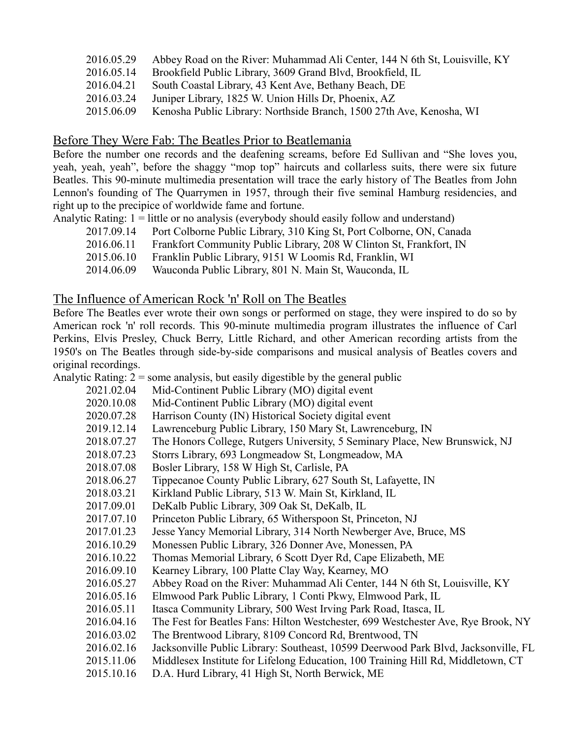2016.05.29 Abbey Road on the River: Muhammad Ali Center, 144 N 6th St, Louisville, KY
2016.05.14 Brookfield Public Library, 3609 Grand Blvd, Brookfield, IL
2016.04.21 South Coastal Library, 43 Kent Ave, Bethany Beach, DE
2016.03.24 Juniper Library, 1825 W. Union Hills Dr, Phoenix, AZ
2015.06.09 Kenosha Public Library: Northside Branch, 1500 27th Ave, Kenosha, WI

## Before They Were Fab: The Beatles Prior to Beatlemania

Before the number one records and the deafening screams, before Ed Sullivan and "She loves you, yeah, yeah, yeah", before the shaggy "mop top" haircuts and collarless suits, there were six future Beatles. This 90-minute multimedia presentation will trace the early history of The Beatles from John Lennon's founding of The Quarrymen in 1957, through their five seminal Hamburg residencies, and right up to the precipice of worldwide fame and fortune.

Analytic Rating: 1 = little or no analysis (everybody should easily follow and understand)

2017.09.14 Port Colborne Public Library, 310 King St, Port Colborne, ON, Canada
2016.06.11 Frankfort Community Public Library, 208 W Clinton St, Frankfort, IN
2015.06.10 Franklin Public Library, 9151 W Loomis Rd, Franklin, WI
2014.06.09 Wauconda Public Library, 801 N. Main St, Wauconda, IL

## The Influence of American Rock 'n' Roll on The Beatles

Before The Beatles ever wrote their own songs or performed on stage, they were inspired to do so by American rock 'n' roll records. This 90-minute multimedia program illustrates the influence of Carl Perkins, Elvis Presley, Chuck Berry, Little Richard, and other American recording artists from the 1950's on The Beatles through side-by-side comparisons and musical analysis of Beatles covers and original recordings.

Analytic Rating: 2 = some analysis, but easily digestible by the general public

2021.02.04 Mid-Continent Public Library (MO) digital event
2020.10.08 Mid-Continent Public Library (MO) digital event
2020.07.28 Harrison County (IN) Historical Society digital event
2019.12.14 Lawrenceburg Public Library, 150 Mary St, Lawrenceburg, IN
2018.07.27 The Honors College, Rutgers University, 5 Seminary Place, New Brunswick, NJ
2018.07.23 Storrs Library, 693 Longmeadow St, Longmeadow, MA
2018.07.08 Bosler Library, 158 W High St, Carlisle, PA
2018.06.27 Tippecanoe County Public Library, 627 South St, Lafayette, IN
2018.03.21 Kirkland Public Library, 513 W. Main St, Kirkland, IL
2017.09.01 DeKalb Public Library, 309 Oak St, DeKalb, IL
2017.07.10 Princeton Public Library, 65 Witherspoon St, Princeton, NJ
2017.01.23 Jesse Yancy Memorial Library, 314 North Newberger Ave, Bruce, MS
2016.10.29 Monessen Public Library, 326 Donner Ave, Monessen, PA
2016.10.22 Thomas Memorial Library, 6 Scott Dyer Rd, Cape Elizabeth, ME
2016.09.10 Kearney Library, 100 Platte Clay Way, Kearney, MO
2016.05.27 Abbey Road on the River: Muhammad Ali Center, 144 N 6th St, Louisville, KY
2016.05.16 Elmwood Park Public Library, 1 Conti Pkwy, Elmwood Park, IL
2016.05.11 Itasca Community Library, 500 West Irving Park Road, Itasca, IL
2016.04.16 The Fest for Beatles Fans: Hilton Westchester, 699 Westchester Ave, Rye Brook, NY
2016.03.02 The Brentwood Library, 8109 Concord Rd, Brentwood, TN
2016.02.16 Jacksonville Public Library: Southeast, 10599 Deerwood Park Blvd, Jacksonville, FL
2015.11.06 Middlesex Institute for Lifelong Education, 100 Training Hill Rd, Middletown, CT
2015.10.16 D.A. Hurd Library, 41 High St, North Berwick, ME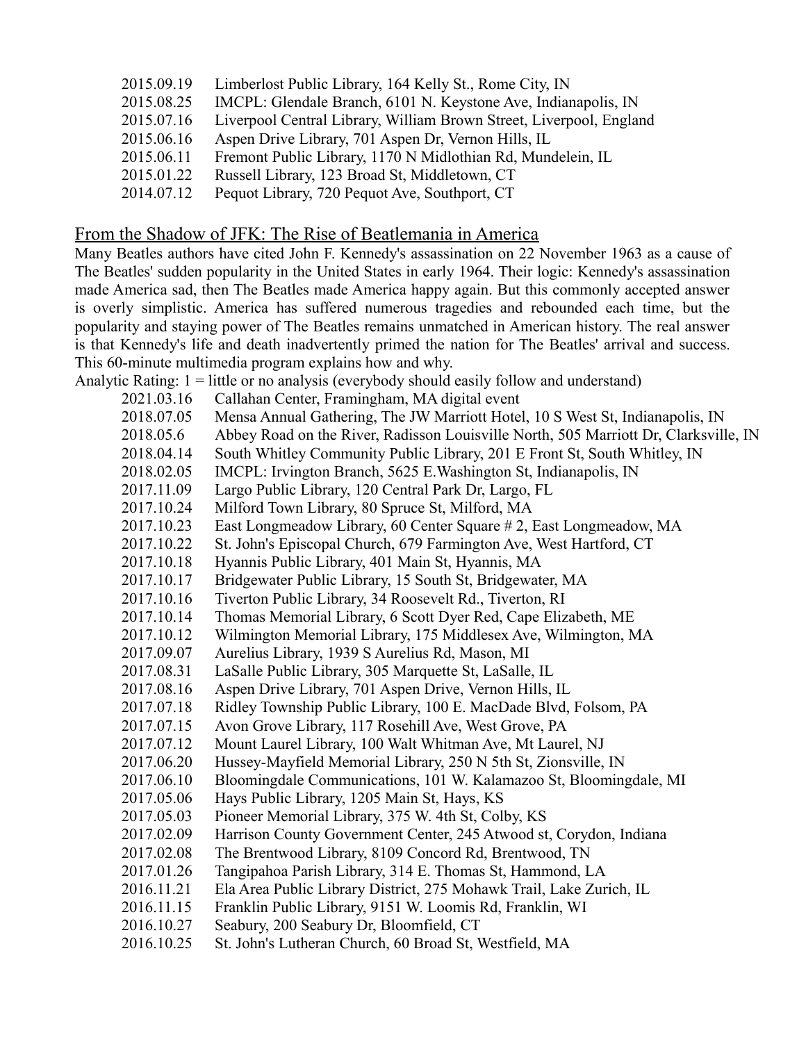2015.09.19 Limberlost Public Library, 164 Kelly St., Rome City, IN
2015.08.25 IMCPL: Glendale Branch, 6101 N. Keystone Ave, Indianapolis, IN
2015.07.16 Liverpool Central Library, William Brown Street, Liverpool, England
2015.06.16 Aspen Drive Library, 701 Aspen Dr, Vernon Hills, IL
2015.06.11 Fremont Public Library, 1170 N Midlothian Rd, Mundelein, IL
2015.01.22 Russell Library, 123 Broad St, Middletown, CT
2014.07.12 Pequot Library, 720 Pequot Ave, Southport, CT

## From the Shadow of JFK: The Rise of Beatlemania in America

Many Beatles authors have cited John F. Kennedy's assassination on 22 November 1963 as a cause of The Beatles' sudden popularity in the United States in early 1964. Their logic: Kennedy's assassination made America sad, then The Beatles made America happy again. But this commonly accepted answer is overly simplistic. America has suffered numerous tragedies and rebounded each time, but the popularity and staying power of The Beatles remains unmatched in American history. The real answer is that Kennedy's life and death inadvertently primed the nation for The Beatles' arrival and success. This 60-minute multimedia program explains how and why.

Analytic Rating: 1 = little or no analysis (everybody should easily follow and understand)

2021.03.16 Callahan Center, Framingham, MA digital event
2018.07.05 Mensa Annual Gathering, The JW Marriott Hotel, 10 S West St, Indianapolis, IN
2018.05.6 Abbey Road on the River, Radisson Louisville North, 505 Marriott Dr, Clarksville, IN
2018.04.14 South Whitley Community Public Library, 201 E Front St, South Whitley, IN
2018.02.05 IMCPL: Irvington Branch, 5625 E.Washington St, Indianapolis, IN
2017.11.09 Largo Public Library, 120 Central Park Dr, Largo, FL
2017.10.24 Milford Town Library, 80 Spruce St, Milford, MA
2017.10.23 East Longmeadow Library, 60 Center Square # 2, East Longmeadow, MA
2017.10.22 St. John's Episcopal Church, 679 Farmington Ave, West Hartford, CT
2017.10.18 Hyannis Public Library, 401 Main St, Hyannis, MA
2017.10.17 Bridgewater Public Library, 15 South St, Bridgewater, MA
2017.10.16 Tiverton Public Library, 34 Roosevelt Rd., Tiverton, RI
2017.10.14 Thomas Memorial Library, 6 Scott Dyer Red, Cape Elizabeth, ME
2017.10.12 Wilmington Memorial Library, 175 Middlesex Ave, Wilmington, MA
2017.09.07 Aurelius Library, 1939 S Aurelius Rd, Mason, MI
2017.08.31 LaSalle Public Library, 305 Marquette St, LaSalle, IL
2017.08.16 Aspen Drive Library, 701 Aspen Drive, Vernon Hills, IL
2017.07.18 Ridley Township Public Library, 100 E. MacDade Blvd, Folsom, PA
2017.07.15 Avon Grove Library, 117 Rosehill Ave, West Grove, PA
2017.07.12 Mount Laurel Library, 100 Walt Whitman Ave, Mt Laurel, NJ
2017.06.20 Hussey-Mayfield Memorial Library, 250 N 5th St, Zionsville, IN
2017.06.10 Bloomingdale Communications, 101 W. Kalamazoo St, Bloomingdale, MI
2017.05.06 Hays Public Library, 1205 Main St, Hays, KS
2017.05.03 Pioneer Memorial Library, 375 W. 4th St, Colby, KS
2017.02.09 Harrison County Government Center, 245 Atwood st, Corydon, Indiana
2017.02.08 The Brentwood Library, 8109 Concord Rd, Brentwood, TN
2017.01.26 Tangipahoa Parish Library, 314 E. Thomas St, Hammond, LA
2016.11.21 Ela Area Public Library District, 275 Mohawk Trail, Lake Zurich, IL
2016.11.15 Franklin Public Library, 9151 W. Loomis Rd, Franklin, WI
2016.10.27 Seabury, 200 Seabury Dr, Bloomfield, CT
2016.10.25 St. John's Lutheran Church, 60 Broad St, Westfield, MA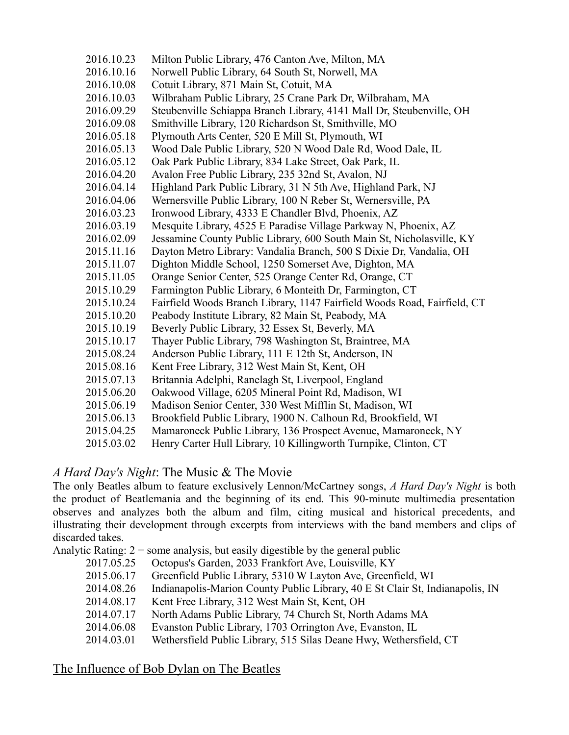2016.10.23 Milton Public Library, 476 Canton Ave, Milton, MA
2016.10.16 Norwell Public Library, 64 South St, Norwell, MA
2016.10.08 Cotuit Library, 871 Main St, Cotuit, MA
2016.10.03 Wilbraham Public Library, 25 Crane Park Dr, Wilbraham, MA
2016.09.29 Steubenville Schiappa Branch Library, 4141 Mall Dr, Steubenville, OH
2016.09.08 Smithville Library, 120 Richardson St, Smithville, MO
2016.05.18 Plymouth Arts Center, 520 E Mill St, Plymouth, WI
2016.05.13 Wood Dale Public Library, 520 N Wood Dale Rd, Wood Dale, IL
2016.05.12 Oak Park Public Library, 834 Lake Street, Oak Park, IL
2016.04.20 Avalon Free Public Library, 235 32nd St, Avalon, NJ
2016.04.14 Highland Park Public Library, 31 N 5th Ave, Highland Park, NJ
2016.04.06 Wernersville Public Library, 100 N Reber St, Wernersville, PA
2016.03.23 Ironwood Library, 4333 E Chandler Blvd, Phoenix, AZ
2016.03.19 Mesquite Library, 4525 E Paradise Village Parkway N, Phoenix, AZ
2016.02.09 Jessamine County Public Library, 600 South Main St, Nicholasville, KY
2015.11.16 Dayton Metro Library: Vandalia Branch, 500 S Dixie Dr, Vandalia, OH
2015.11.07 Dighton Middle School, 1250 Somerset Ave, Dighton, MA
2015.11.05 Orange Senior Center, 525 Orange Center Rd, Orange, CT
2015.10.29 Farmington Public Library, 6 Monteith Dr, Farmington, CT
2015.10.24 Fairfield Woods Branch Library, 1147 Fairfield Woods Road, Fairfield, CT
2015.10.20 Peabody Institute Library, 82 Main St, Peabody, MA
2015.10.19 Beverly Public Library, 32 Essex St, Beverly, MA
2015.10.17 Thayer Public Library, 798 Washington St, Braintree, MA
2015.08.24 Anderson Public Library, 111 E 12th St, Anderson, IN
2015.08.16 Kent Free Library, 312 West Main St, Kent, OH
2015.07.13 Britannia Adelphi, Ranelagh St, Liverpool, England
2015.06.20 Oakwood Village, 6205 Mineral Point Rd, Madison, WI
2015.06.19 Madison Senior Center, 330 West Mifflin St, Madison, WI
2015.06.13 Brookfield Public Library, 1900 N. Calhoun Rd, Brookfield, WI
2015.04.25 Mamaroneck Public Library, 136 Prospect Avenue, Mamaroneck, NY
2015.03.02 Henry Carter Hull Library, 10 Killingworth Turnpike, Clinton, CT

## *A Hard Day's Night*: The Music & The Movie

The only Beatles album to feature exclusively Lennon/McCartney songs, *A Hard Day's Night* is both the product of Beatlemania and the beginning of its end. This 90-minute multimedia presentation observes and analyzes both the album and film, citing musical and historical precedents, and illustrating their development through excerpts from interviews with the band members and clips of discarded takes.

Analytic Rating: 2 = some analysis, but easily digestible by the general public

2017.05.25 Octopus's Garden, 2033 Frankfort Ave, Louisville, KY
2015.06.17 Greenfield Public Library, 5310 W Layton Ave, Greenfield, WI
2014.08.26 Indianapolis-Marion County Public Library, 40 E St Clair St, Indianapolis, IN
2014.08.17 Kent Free Library, 312 West Main St, Kent, OH
2014.07.17 North Adams Public Library, 74 Church St, North Adams MA
2014.06.08 Evanston Public Library, 1703 Orrington Ave, Evanston, IL
2014.03.01 Wethersfield Public Library, 515 Silas Deane Hwy, Wethersfield, CT

## The Influence of Bob Dylan on The Beatles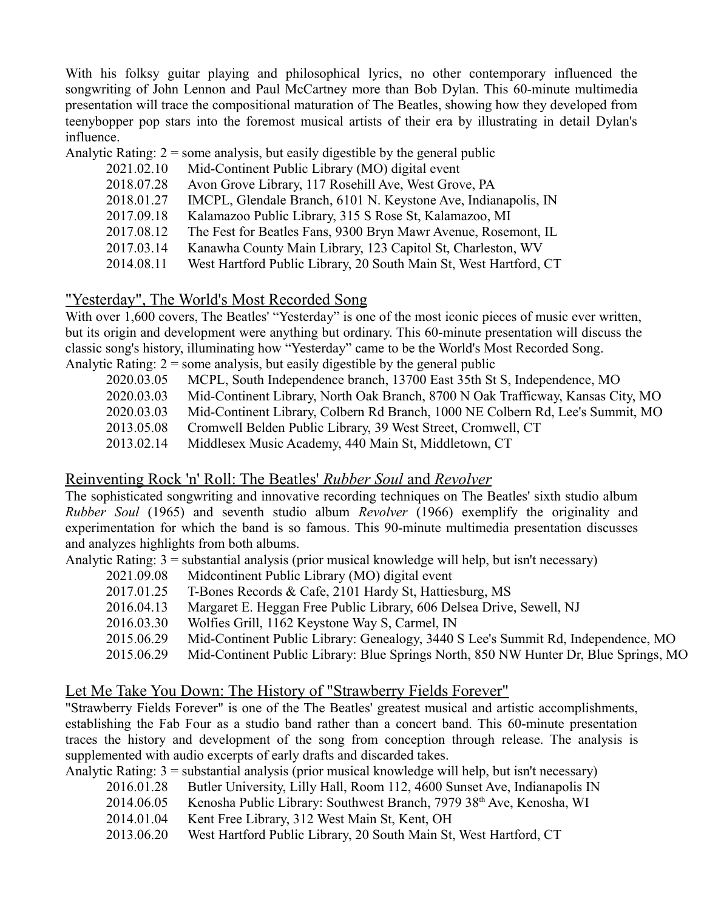With his folksy guitar playing and philosophical lyrics, no other contemporary influenced the songwriting of John Lennon and Paul McCartney more than Bob Dylan. This 60-minute multimedia presentation will trace the compositional maturation of The Beatles, showing how they developed from teenybopper pop stars into the foremost musical artists of their era by illustrating in detail Dylan's influence.

Analytic Rating: 2 = some analysis, but easily digestible by the general public

- 2021.02.10 Mid-Continent Public Library (MO) digital event
- 2018.07.28 Avon Grove Library, 117 Rosehill Ave, West Grove, PA
- 2018.01.27 IMCPL, Glendale Branch, 6101 N. Keystone Ave, Indianapolis, IN
- 2017.09.18 Kalamazoo Public Library, 315 S Rose St, Kalamazoo, MI
- 2017.08.12 The Fest for Beatles Fans, 9300 Bryn Mawr Avenue, Rosemont, IL
- 2017.03.14 Kanawha County Main Library, 123 Capitol St, Charleston, WV
- 2014.08.11 West Hartford Public Library, 20 South Main St, West Hartford, CT

## "Yesterday", The World's Most Recorded Song

With over 1,600 covers, The Beatles' "Yesterday" is one of the most iconic pieces of music ever written, but its origin and development were anything but ordinary. This 60-minute presentation will discuss the classic song's history, illuminating how "Yesterday" came to be the World's Most Recorded Song.

Analytic Rating: 2 = some analysis, but easily digestible by the general public

- 2020.03.05 MCPL, South Independence branch, 13700 East 35th St S, Independence, MO
- 2020.03.03 Mid-Continent Library, North Oak Branch, 8700 N Oak Trafficway, Kansas City, MO
- 2020.03.03 Mid-Continent Library, Colbern Rd Branch, 1000 NE Colbern Rd, Lee's Summit, MO
- 2013.05.08 Cromwell Belden Public Library, 39 West Street, Cromwell, CT
- 2013.02.14 Middlesex Music Academy, 440 Main St, Middletown, CT

## Reinventing Rock 'n' Roll: The Beatles' *Rubber Soul* and *Revolver*

The sophisticated songwriting and innovative recording techniques on The Beatles' sixth studio album *Rubber Soul* (1965) and seventh studio album *Revolver* (1966) exemplify the originality and experimentation for which the band is so famous. This 90-minute multimedia presentation discusses and analyzes highlights from both albums.

Analytic Rating: 3 = substantial analysis (prior musical knowledge will help, but isn't necessary)

- 2021.09.08 Midcontinent Public Library (MO) digital event
- 2017.01.25 T-Bones Records & Cafe, 2101 Hardy St, Hattiesburg, MS
- 2016.04.13 Margaret E. Heggan Free Public Library, 606 Delsea Drive, Sewell, NJ
- 2016.03.30 Wolfies Grill, 1162 Keystone Way S, Carmel, IN
- 2015.06.29 Mid-Continent Public Library: Genealogy, 3440 S Lee's Summit Rd, Independence, MO
- 2015.06.29 Mid-Continent Public Library: Blue Springs North, 850 NW Hunter Dr, Blue Springs, MO

## Let Me Take You Down: The History of "Strawberry Fields Forever"

"Strawberry Fields Forever" is one of the The Beatles' greatest musical and artistic accomplishments, establishing the Fab Four as a studio band rather than a concert band. This 60-minute presentation traces the history and development of the song from conception through release. The analysis is supplemented with audio excerpts of early drafts and discarded takes.

Analytic Rating: 3 = substantial analysis (prior musical knowledge will help, but isn't necessary)

- 2016.01.28 Butler University, Lilly Hall, Room 112, 4600 Sunset Ave, Indianapolis IN
- 2014.06.05 Kenosha Public Library: Southwest Branch, 7979 38th Ave, Kenosha, WI
- 2014.01.04 Kent Free Library, 312 West Main St, Kent, OH
- 2013.06.20 West Hartford Public Library, 20 South Main St, West Hartford, CT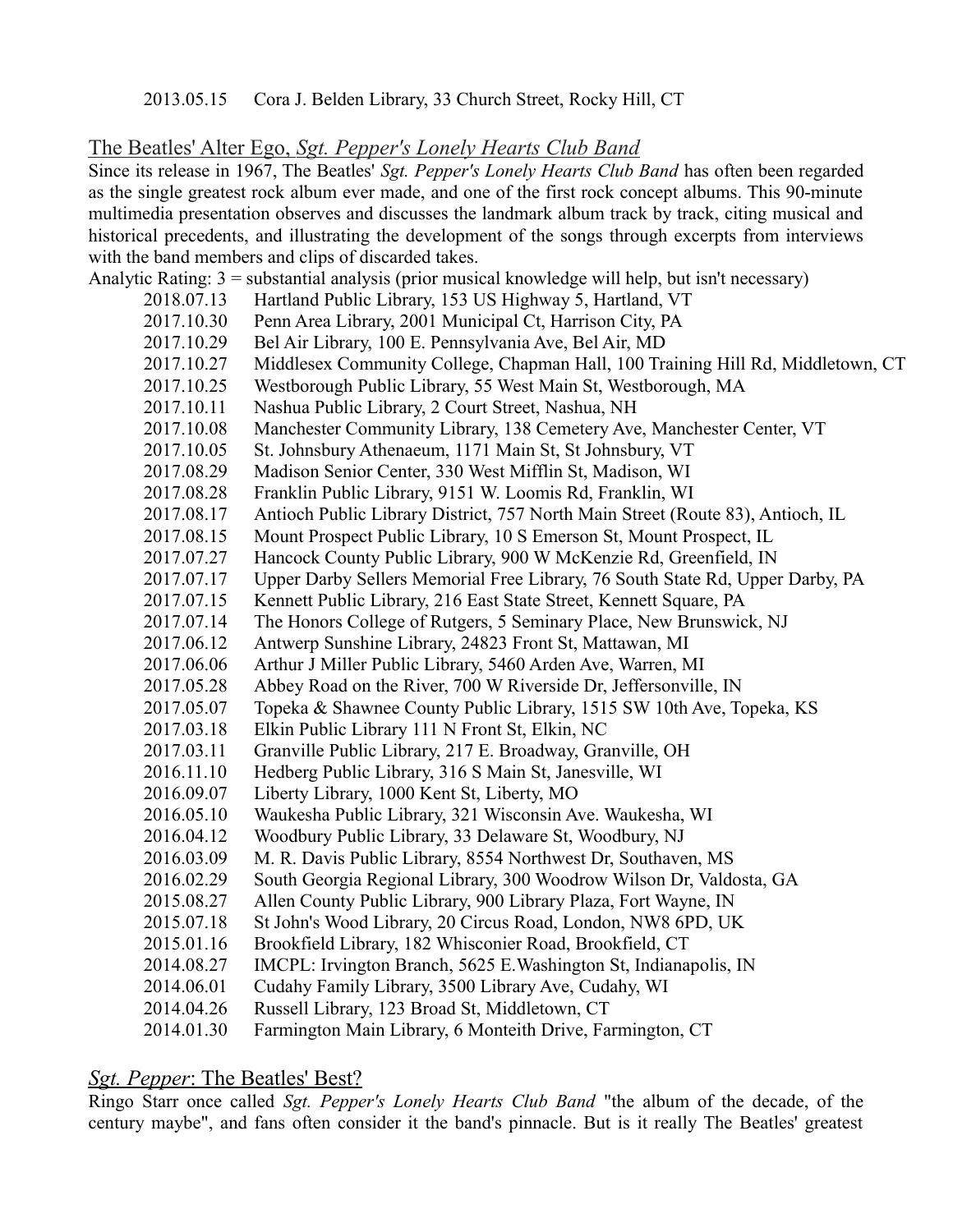2013.05.15 Cora J. Belden Library, 33 Church Street, Rocky Hill, CT

## The Beatles' Alter Ego, *Sgt. Pepper's Lonely Hearts Club Band*

Since its release in 1967, The Beatles' *Sgt. Pepper's Lonely Hearts Club Band* has often been regarded as the single greatest rock album ever made, and one of the first rock concept albums. This 90-minute multimedia presentation observes and discusses the landmark album track by track, citing musical and historical precedents, and illustrating the development of the songs through excerpts from interviews with the band members and clips of discarded takes.

Analytic Rating: 3 = substantial analysis (prior musical knowledge will help, but isn't necessary)

2018.07.13 Hartland Public Library, 153 US Highway 5, Hartland, VT
2017.10.30 Penn Area Library, 2001 Municipal Ct, Harrison City, PA
2017.10.29 Bel Air Library, 100 E. Pennsylvania Ave, Bel Air, MD
2017.10.27 Middlesex Community College, Chapman Hall, 100 Training Hill Rd, Middletown, CT
2017.10.25 Westborough Public Library, 55 West Main St, Westborough, MA
2017.10.11 Nashua Public Library, 2 Court Street, Nashua, NH
2017.10.08 Manchester Community Library, 138 Cemetery Ave, Manchester Center, VT
2017.10.05 St. Johnsbury Athenaeum, 1171 Main St, St Johnsbury, VT
2017.08.29 Madison Senior Center, 330 West Mifflin St, Madison, WI
2017.08.28 Franklin Public Library, 9151 W. Loomis Rd, Franklin, WI
2017.08.17 Antioch Public Library District, 757 North Main Street (Route 83), Antioch, IL
2017.08.15 Mount Prospect Public Library, 10 S Emerson St, Mount Prospect, IL
2017.07.27 Hancock County Public Library, 900 W McKenzie Rd, Greenfield, IN
2017.07.17 Upper Darby Sellers Memorial Free Library, 76 South State Rd, Upper Darby, PA
2017.07.15 Kennett Public Library, 216 East State Street, Kennett Square, PA
2017.07.14 The Honors College of Rutgers, 5 Seminary Place, New Brunswick, NJ
2017.06.12 Antwerp Sunshine Library, 24823 Front St, Mattawan, MI
2017.06.06 Arthur J Miller Public Library, 5460 Arden Ave, Warren, MI
2017.05.28 Abbey Road on the River, 700 W Riverside Dr, Jeffersonville, IN
2017.05.07 Topeka & Shawnee County Public Library, 1515 SW 10th Ave, Topeka, KS
2017.03.18 Elkin Public Library 111 N Front St, Elkin, NC
2017.03.11 Granville Public Library, 217 E. Broadway, Granville, OH
2016.11.10 Hedberg Public Library, 316 S Main St, Janesville, WI
2016.09.07 Liberty Library, 1000 Kent St, Liberty, MO
2016.05.10 Waukesha Public Library, 321 Wisconsin Ave. Waukesha, WI
2016.04.12 Woodbury Public Library, 33 Delaware St, Woodbury, NJ
2016.03.09 M. R. Davis Public Library, 8554 Northwest Dr, Southaven, MS
2016.02.29 South Georgia Regional Library, 300 Woodrow Wilson Dr, Valdosta, GA
2015.08.27 Allen County Public Library, 900 Library Plaza, Fort Wayne, IN
2015.07.18 St John's Wood Library, 20 Circus Road, London, NW8 6PD, UK
2015.01.16 Brookfield Library, 182 Whisconier Road, Brookfield, CT
2014.08.27 IMCPL: Irvington Branch, 5625 E.Washington St, Indianapolis, IN
2014.06.01 Cudahy Family Library, 3500 Library Ave, Cudahy, WI
2014.04.26 Russell Library, 123 Broad St, Middletown, CT
2014.01.30 Farmington Main Library, 6 Monteith Drive, Farmington, CT

## *Sgt. Pepper*: The Beatles' Best?

Ringo Starr once called *Sgt. Pepper's Lonely Hearts Club Band* "the album of the decade, of the century maybe", and fans often consider it the band's pinnacle. But is it really The Beatles' greatest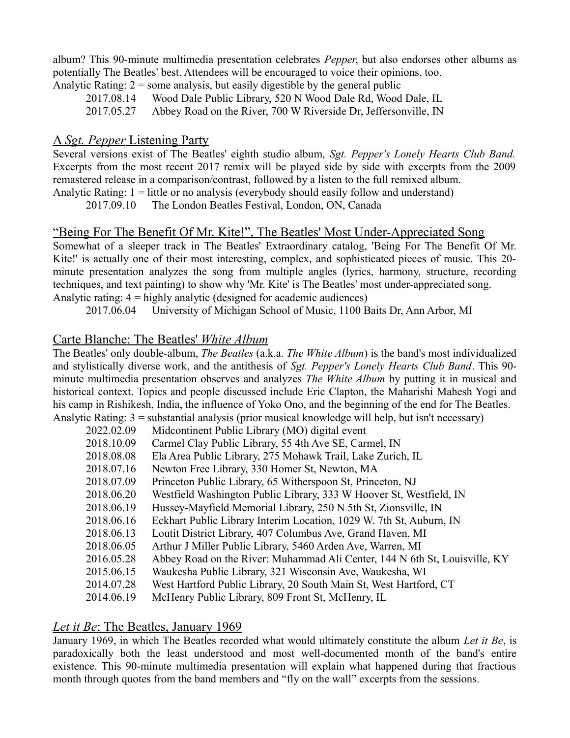album? This 90-minute multimedia presentation celebrates *Pepper*, but also endorses other albums as potentially The Beatles' best. Attendees will be encouraged to voice their opinions, too.
Analytic Rating: 2 = some analysis, but easily digestible by the general public

2017.08.14 Wood Dale Public Library, 520 N Wood Dale Rd, Wood Dale, IL
2017.05.27 Abbey Road on the River, 700 W Riverside Dr, Jeffersonville, IN

## A *Sgt. Pepper* Listening Party

Several versions exist of The Beatles' eighth studio album, *Sgt. Pepper's Lonely Hearts Club Band.* Excerpts from the most recent 2017 remix will be played side by side with excerpts from the 2009 remastered release in a comparison/contrast, followed by a listen to the full remixed album.
Analytic Rating: 1 = little or no analysis (everybody should easily follow and understand)

2017.09.10 The London Beatles Festival, London, ON, Canada

## "Being For The Benefit Of Mr. Kite!", The Beatles' Most Under-Appreciated Song

Somewhat of a sleeper track in The Beatles' Extraordinary catalog, 'Being For The Benefit Of Mr. Kite!' is actually one of their most interesting, complex, and sophisticated pieces of music. This 20-minute presentation analyzes the song from multiple angles (lyrics, harmony, structure, recording techniques, and text painting) to show why 'Mr. Kite' is The Beatles' most under-appreciated song.
Analytic rating: 4 = highly analytic (designed for academic audiences)

2017.06.04 University of Michigan School of Music, 1100 Baits Dr, Ann Arbor, MI

## Carte Blanche: The Beatles' *White Album*

The Beatles' only double-album, *The Beatles* (a.k.a. *The White Album*) is the band's most individualized and stylistically diverse work, and the antithesis of *Sgt. Pepper's Lonely Hearts Club Band*. This 90-minute multimedia presentation observes and analyzes *The White Album* by putting it in musical and historical context. Topics and people discussed include Eric Clapton, the Maharishi Mahesh Yogi and his camp in Rishikesh, India, the influence of Yoko Ono, and the beginning of the end for The Beatles.
Analytic Rating: 3 = substantial analysis (prior musical knowledge will help, but isn't necessary)

2022.02.09 Midcontinent Public Library (MO) digital event
2018.10.09 Carmel Clay Public Library, 55 4th Ave SE, Carmel, IN
2018.08.08 Ela Area Public Library, 275 Mohawk Trail, Lake Zurich, IL
2018.07.16 Newton Free Library, 330 Homer St, Newton, MA
2018.07.09 Princeton Public Library, 65 Witherspoon St, Princeton, NJ
2018.06.20 Westfield Washington Public Library, 333 W Hoover St, Westfield, IN
2018.06.19 Hussey-Mayfield Memorial Library, 250 N 5th St, Zionsville, IN
2018.06.16 Eckhart Public Library Interim Location, 1029 W. 7th St, Auburn, IN
2018.06.13 Loutit District Library, 407 Columbus Ave, Grand Haven, MI
2018.06.05 Arthur J Miller Public Library, 5460 Arden Ave, Warren, MI
2016.05.28 Abbey Road on the River: Muhammad Ali Center, 144 N 6th St, Louisville, KY
2015.06.15 Waukesha Public Library, 321 Wisconsin Ave, Waukesha, WI
2014.07.28 West Hartford Public Library, 20 South Main St, West Hartford, CT
2014.06.19 McHenry Public Library, 809 Front St, McHenry, IL

## *Let it Be*: The Beatles, January 1969

January 1969, in which The Beatles recorded what would ultimately constitute the album *Let it Be*, is paradoxically both the least understood and most well-documented month of the band's entire existence. This 90-minute multimedia presentation will explain what happened during that fractious month through quotes from the band members and "fly on the wall" excerpts from the sessions.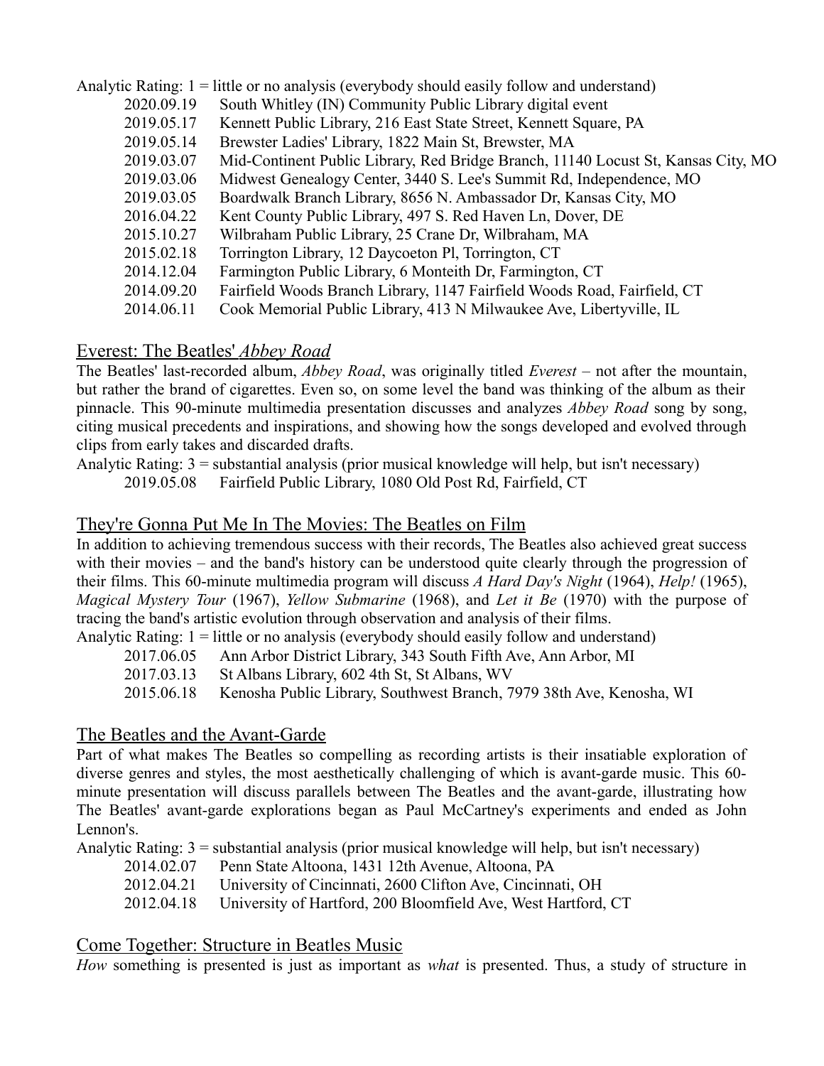Analytic Rating: 1 = little or no analysis (everybody should easily follow and understand)

2020.09.19 South Whitley (IN) Community Public Library digital event
2019.05.17 Kennett Public Library, 216 East State Street, Kennett Square, PA
2019.05.14 Brewster Ladies' Library, 1822 Main St, Brewster, MA
2019.03.07 Mid-Continent Public Library, Red Bridge Branch, 11140 Locust St, Kansas City, MO
2019.03.06 Midwest Genealogy Center, 3440 S. Lee's Summit Rd, Independence, MO
2019.03.05 Boardwalk Branch Library, 8656 N. Ambassador Dr, Kansas City, MO
2016.04.22 Kent County Public Library, 497 S. Red Haven Ln, Dover, DE
2015.10.27 Wilbraham Public Library, 25 Crane Dr, Wilbraham, MA
2015.02.18 Torrington Library, 12 Daycoeton Pl, Torrington, CT
2014.12.04 Farmington Public Library, 6 Monteith Dr, Farmington, CT
2014.09.20 Fairfield Woods Branch Library, 1147 Fairfield Woods Road, Fairfield, CT
2014.06.11 Cook Memorial Public Library, 413 N Milwaukee Ave, Libertyville, IL

## Everest: The Beatles' *Abbey Road*

The Beatles' last-recorded album, *Abbey Road*, was originally titled *Everest* – not after the mountain, but rather the brand of cigarettes. Even so, on some level the band was thinking of the album as their pinnacle. This 90-minute multimedia presentation discusses and analyzes *Abbey Road* song by song, citing musical precedents and inspirations, and showing how the songs developed and evolved through clips from early takes and discarded drafts.

Analytic Rating: 3 = substantial analysis (prior musical knowledge will help, but isn't necessary)

2019.05.08 Fairfield Public Library, 1080 Old Post Rd, Fairfield, CT

## They're Gonna Put Me In The Movies: The Beatles on Film

In addition to achieving tremendous success with their records, The Beatles also achieved great success with their movies – and the band's history can be understood quite clearly through the progression of their films. This 60-minute multimedia program will discuss *A Hard Day's Night* (1964), *Help!* (1965), *Magical Mystery Tour* (1967), *Yellow Submarine* (1968), and *Let it Be* (1970) with the purpose of tracing the band's artistic evolution through observation and analysis of their films.

Analytic Rating: 1 = little or no analysis (everybody should easily follow and understand)

2017.06.05 Ann Arbor District Library, 343 South Fifth Ave, Ann Arbor, MI
2017.03.13 St Albans Library, 602 4th St, St Albans, WV
2015.06.18 Kenosha Public Library, Southwest Branch, 7979 38th Ave, Kenosha, WI

## The Beatles and the Avant-Garde

Part of what makes The Beatles so compelling as recording artists is their insatiable exploration of diverse genres and styles, the most aesthetically challenging of which is avant-garde music. This 60-minute presentation will discuss parallels between The Beatles and the avant-garde, illustrating how The Beatles' avant-garde explorations began as Paul McCartney's experiments and ended as John Lennon's.

Analytic Rating: 3 = substantial analysis (prior musical knowledge will help, but isn't necessary)

2014.02.07 Penn State Altoona, 1431 12th Avenue, Altoona, PA
2012.04.21 University of Cincinnati, 2600 Clifton Ave, Cincinnati, OH
2012.04.18 University of Hartford, 200 Bloomfield Ave, West Hartford, CT

## Come Together: Structure in Beatles Music

*How* something is presented is just as important as *what* is presented. Thus, a study of structure in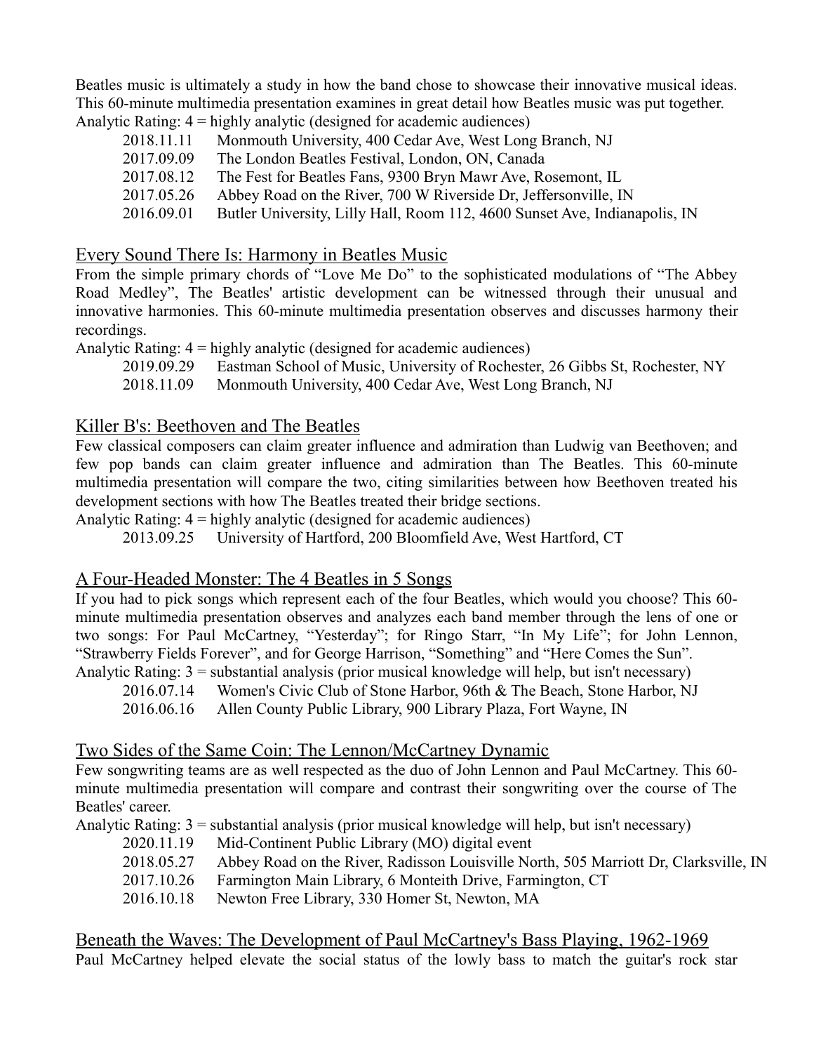Beatles music is ultimately a study in how the band chose to showcase their innovative musical ideas. This 60-minute multimedia presentation examines in great detail how Beatles music was put together.
Analytic Rating: 4 = highly analytic (designed for academic audiences)

- 2018.11.11 Monmouth University, 400 Cedar Ave, West Long Branch, NJ
- 2017.09.09 The London Beatles Festival, London, ON, Canada
- 2017.08.12 The Fest for Beatles Fans, 9300 Bryn Mawr Ave, Rosemont, IL
- 2017.05.26 Abbey Road on the River, 700 W Riverside Dr, Jeffersonville, IN
- 2016.09.01 Butler University, Lilly Hall, Room 112, 4600 Sunset Ave, Indianapolis, IN

## Every Sound There Is: Harmony in Beatles Music

From the simple primary chords of "Love Me Do" to the sophisticated modulations of "The Abbey Road Medley", The Beatles' artistic development can be witnessed through their unusual and innovative harmonies. This 60-minute multimedia presentation observes and discusses harmony their recordings.
Analytic Rating: 4 = highly analytic (designed for academic audiences)

- 2019.09.29 Eastman School of Music, University of Rochester, 26 Gibbs St, Rochester, NY
- 2018.11.09 Monmouth University, 400 Cedar Ave, West Long Branch, NJ

## Killer B's: Beethoven and The Beatles

Few classical composers can claim greater influence and admiration than Ludwig van Beethoven; and few pop bands can claim greater influence and admiration than The Beatles. This 60-minute multimedia presentation will compare the two, citing similarities between how Beethoven treated his development sections with how The Beatles treated their bridge sections.
Analytic Rating: 4 = highly analytic (designed for academic audiences)

- 2013.09.25 University of Hartford, 200 Bloomfield Ave, West Hartford, CT

## A Four-Headed Monster: The 4 Beatles in 5 Songs

If you had to pick songs which represent each of the four Beatles, which would you choose? This 60-minute multimedia presentation observes and analyzes each band member through the lens of one or two songs: For Paul McCartney, "Yesterday"; for Ringo Starr, "In My Life"; for John Lennon, "Strawberry Fields Forever", and for George Harrison, "Something" and "Here Comes the Sun".
Analytic Rating: 3 = substantial analysis (prior musical knowledge will help, but isn't necessary)

- 2016.07.14 Women's Civic Club of Stone Harbor, 96th & The Beach, Stone Harbor, NJ
- 2016.06.16 Allen County Public Library, 900 Library Plaza, Fort Wayne, IN

## Two Sides of the Same Coin: The Lennon/McCartney Dynamic

Few songwriting teams are as well respected as the duo of John Lennon and Paul McCartney. This 60-minute multimedia presentation will compare and contrast their songwriting over the course of The Beatles' career.
Analytic Rating: 3 = substantial analysis (prior musical knowledge will help, but isn't necessary)

- 2020.11.19 Mid-Continent Public Library (MO) digital event
- 2018.05.27 Abbey Road on the River, Radisson Louisville North, 505 Marriott Dr, Clarksville, IN
- 2017.10.26 Farmington Main Library, 6 Monteith Drive, Farmington, CT
- 2016.10.18 Newton Free Library, 330 Homer St, Newton, MA

## Beneath the Waves: The Development of Paul McCartney's Bass Playing, 1962-1969

Paul McCartney helped elevate the social status of the lowly bass to match the guitar's rock star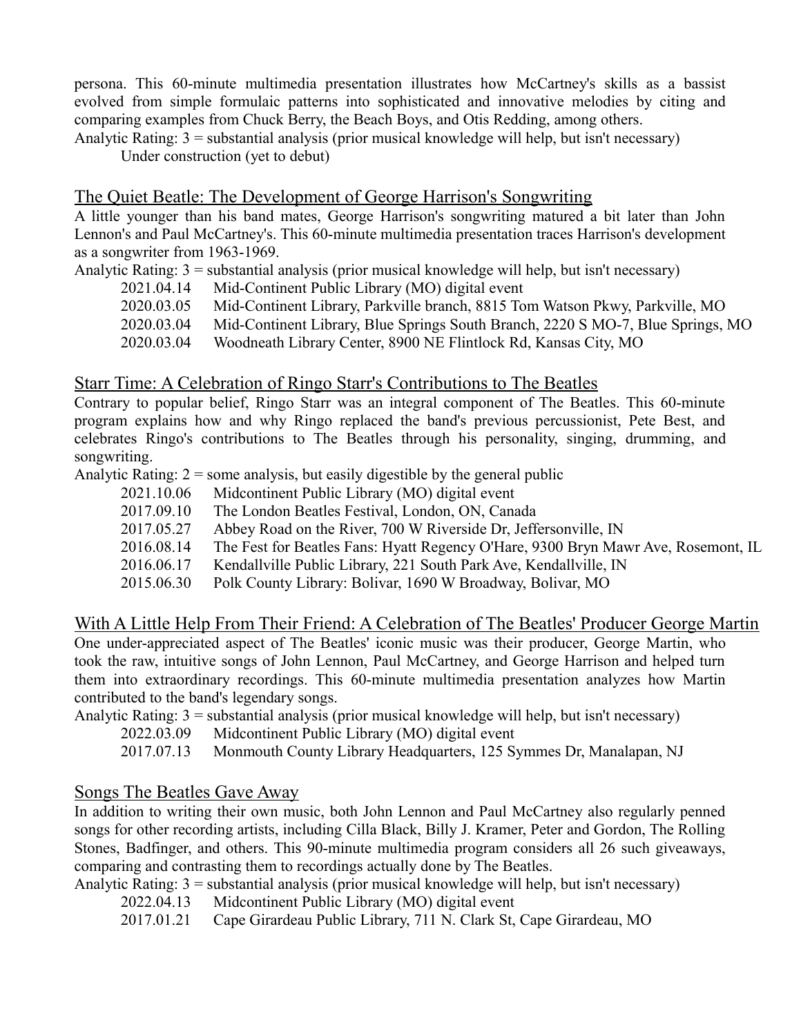persona. This 60-minute multimedia presentation illustrates how McCartney's skills as a bassist evolved from simple formulaic patterns into sophisticated and innovative melodies by citing and comparing examples from Chuck Berry, the Beach Boys, and Otis Redding, among others.

Analytic Rating: 3 = substantial analysis (prior musical knowledge will help, but isn't necessary)

Under construction (yet to debut)

## The Quiet Beatle: The Development of George Harrison's Songwriting

A little younger than his band mates, George Harrison's songwriting matured a bit later than John Lennon's and Paul McCartney's. This 60-minute multimedia presentation traces Harrison's development as a songwriter from 1963-1969.

Analytic Rating: 3 = substantial analysis (prior musical knowledge will help, but isn't necessary)

- 2021.04.14 Mid-Continent Public Library (MO) digital event
- 2020.03.05 Mid-Continent Library, Parkville branch, 8815 Tom Watson Pkwy, Parkville, MO
- 2020.03.04 Mid-Continent Library, Blue Springs South Branch, 2220 S MO-7, Blue Springs, MO
- 2020.03.04 Woodneath Library Center, 8900 NE Flintlock Rd, Kansas City, MO

## Starr Time: A Celebration of Ringo Starr's Contributions to The Beatles

Contrary to popular belief, Ringo Starr was an integral component of The Beatles. This 60-minute program explains how and why Ringo replaced the band's previous percussionist, Pete Best, and celebrates Ringo's contributions to The Beatles through his personality, singing, drumming, and songwriting.

Analytic Rating: 2 = some analysis, but easily digestible by the general public

- 2021.10.06 Midcontinent Public Library (MO) digital event
- 2017.09.10 The London Beatles Festival, London, ON, Canada
- 2017.05.27 Abbey Road on the River, 700 W Riverside Dr, Jeffersonville, IN
- 2016.08.14 The Fest for Beatles Fans: Hyatt Regency O'Hare, 9300 Bryn Mawr Ave, Rosemont, IL
- 2016.06.17 Kendallville Public Library, 221 South Park Ave, Kendallville, IN
- 2015.06.30 Polk County Library: Bolivar, 1690 W Broadway, Bolivar, MO

## With A Little Help From Their Friend: A Celebration of The Beatles' Producer George Martin

One under-appreciated aspect of The Beatles' iconic music was their producer, George Martin, who took the raw, intuitive songs of John Lennon, Paul McCartney, and George Harrison and helped turn them into extraordinary recordings. This 60-minute multimedia presentation analyzes how Martin contributed to the band's legendary songs.

Analytic Rating: 3 = substantial analysis (prior musical knowledge will help, but isn't necessary)

- 2022.03.09 Midcontinent Public Library (MO) digital event
- 2017.07.13 Monmouth County Library Headquarters, 125 Symmes Dr, Manalapan, NJ

## Songs The Beatles Gave Away

In addition to writing their own music, both John Lennon and Paul McCartney also regularly penned songs for other recording artists, including Cilla Black, Billy J. Kramer, Peter and Gordon, The Rolling Stones, Badfinger, and others. This 90-minute multimedia program considers all 26 such giveaways, comparing and contrasting them to recordings actually done by The Beatles.

Analytic Rating: 3 = substantial analysis (prior musical knowledge will help, but isn't necessary)

- 2022.04.13 Midcontinent Public Library (MO) digital event
- 2017.01.21 Cape Girardeau Public Library, 711 N. Clark St, Cape Girardeau, MO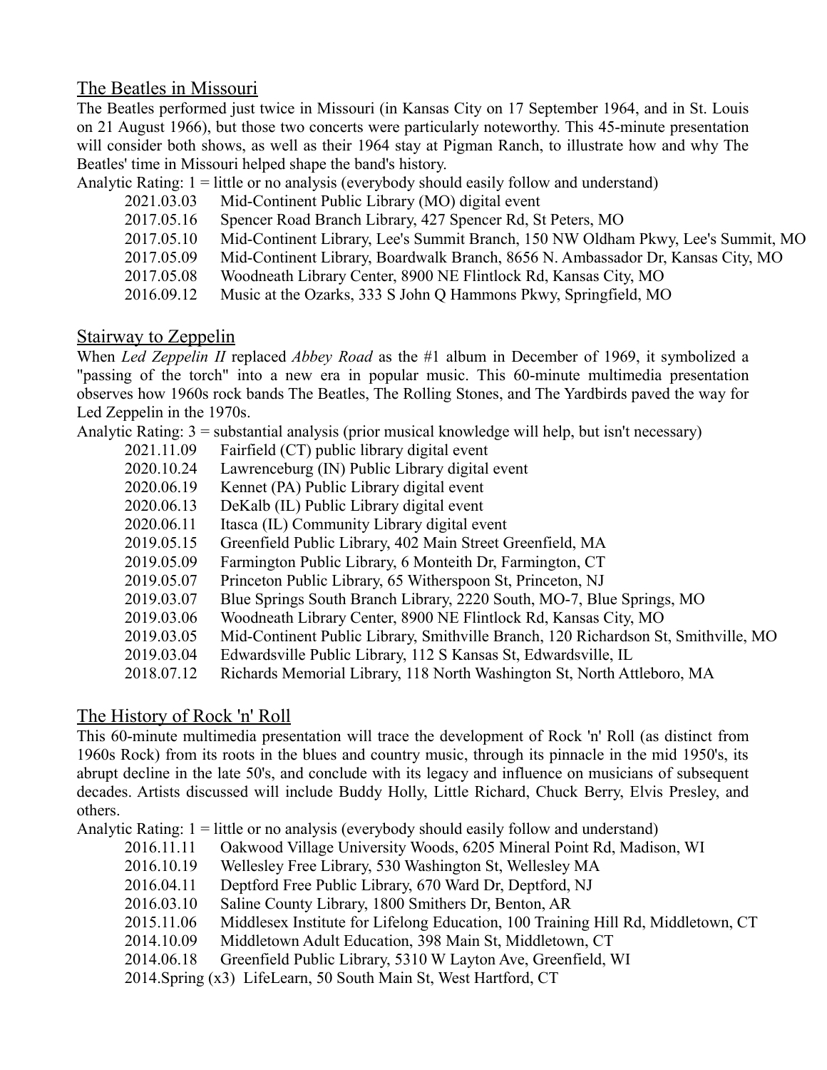## The Beatles in Missouri

The Beatles performed just twice in Missouri (in Kansas City on 17 September 1964, and in St. Louis on 21 August 1966), but those two concerts were particularly noteworthy. This 45-minute presentation will consider both shows, as well as their 1964 stay at Pigman Ranch, to illustrate how and why The Beatles' time in Missouri helped shape the band's history.

Analytic Rating: 1 = little or no analysis (everybody should easily follow and understand)

- 2021.03.03 Mid-Continent Public Library (MO) digital event
- 2017.05.16 Spencer Road Branch Library, 427 Spencer Rd, St Peters, MO
- 2017.05.10 Mid-Continent Library, Lee's Summit Branch, 150 NW Oldham Pkwy, Lee's Summit, MO
- 2017.05.09 Mid-Continent Library, Boardwalk Branch, 8656 N. Ambassador Dr, Kansas City, MO
- 2017.05.08 Woodneath Library Center, 8900 NE Flintlock Rd, Kansas City, MO
- 2016.09.12 Music at the Ozarks, 333 S John Q Hammons Pkwy, Springfield, MO

## Stairway to Zeppelin

When *Led Zeppelin II* replaced *Abbey Road* as the #1 album in December of 1969, it symbolized a "passing of the torch" into a new era in popular music. This 60-minute multimedia presentation observes how 1960s rock bands The Beatles, The Rolling Stones, and The Yardbirds paved the way for Led Zeppelin in the 1970s.

Analytic Rating: 3 = substantial analysis (prior musical knowledge will help, but isn't necessary)

- 2021.11.09 Fairfield (CT) public library digital event
- 2020.10.24 Lawrenceburg (IN) Public Library digital event
- 2020.06.19 Kennet (PA) Public Library digital event
- 2020.06.13 DeKalb (IL) Public Library digital event
- 2020.06.11 Itasca (IL) Community Library digital event
- 2019.05.15 Greenfield Public Library, 402 Main Street Greenfield, MA
- 2019.05.09 Farmington Public Library, 6 Monteith Dr, Farmington, CT
- 2019.05.07 Princeton Public Library, 65 Witherspoon St, Princeton, NJ
- 2019.03.07 Blue Springs South Branch Library, 2220 South, MO-7, Blue Springs, MO
- 2019.03.06 Woodneath Library Center, 8900 NE Flintlock Rd, Kansas City, MO
- 2019.03.05 Mid-Continent Public Library, Smithville Branch, 120 Richardson St, Smithville, MO
- 2019.03.04 Edwardsville Public Library, 112 S Kansas St, Edwardsville, IL
- 2018.07.12 Richards Memorial Library, 118 North Washington St, North Attleboro, MA

## The History of Rock 'n' Roll

This 60-minute multimedia presentation will trace the development of Rock 'n' Roll (as distinct from 1960s Rock) from its roots in the blues and country music, through its pinnacle in the mid 1950's, its abrupt decline in the late 50's, and conclude with its legacy and influence on musicians of subsequent decades. Artists discussed will include Buddy Holly, Little Richard, Chuck Berry, Elvis Presley, and others.

Analytic Rating: 1 = little or no analysis (everybody should easily follow and understand)

- 2016.11.11 Oakwood Village University Woods, 6205 Mineral Point Rd, Madison, WI
- 2016.10.19 Wellesley Free Library, 530 Washington St, Wellesley MA
- 2016.04.11 Deptford Free Public Library, 670 Ward Dr, Deptford, NJ
- 2016.03.10 Saline County Library, 1800 Smithers Dr, Benton, AR
- 2015.11.06 Middlesex Institute for Lifelong Education, 100 Training Hill Rd, Middletown, CT
- 2014.10.09 Middletown Adult Education, 398 Main St, Middletown, CT
- 2014.06.18 Greenfield Public Library, 5310 W Layton Ave, Greenfield, WI
- 2014.Spring (x3) LifeLearn, 50 South Main St, West Hartford, CT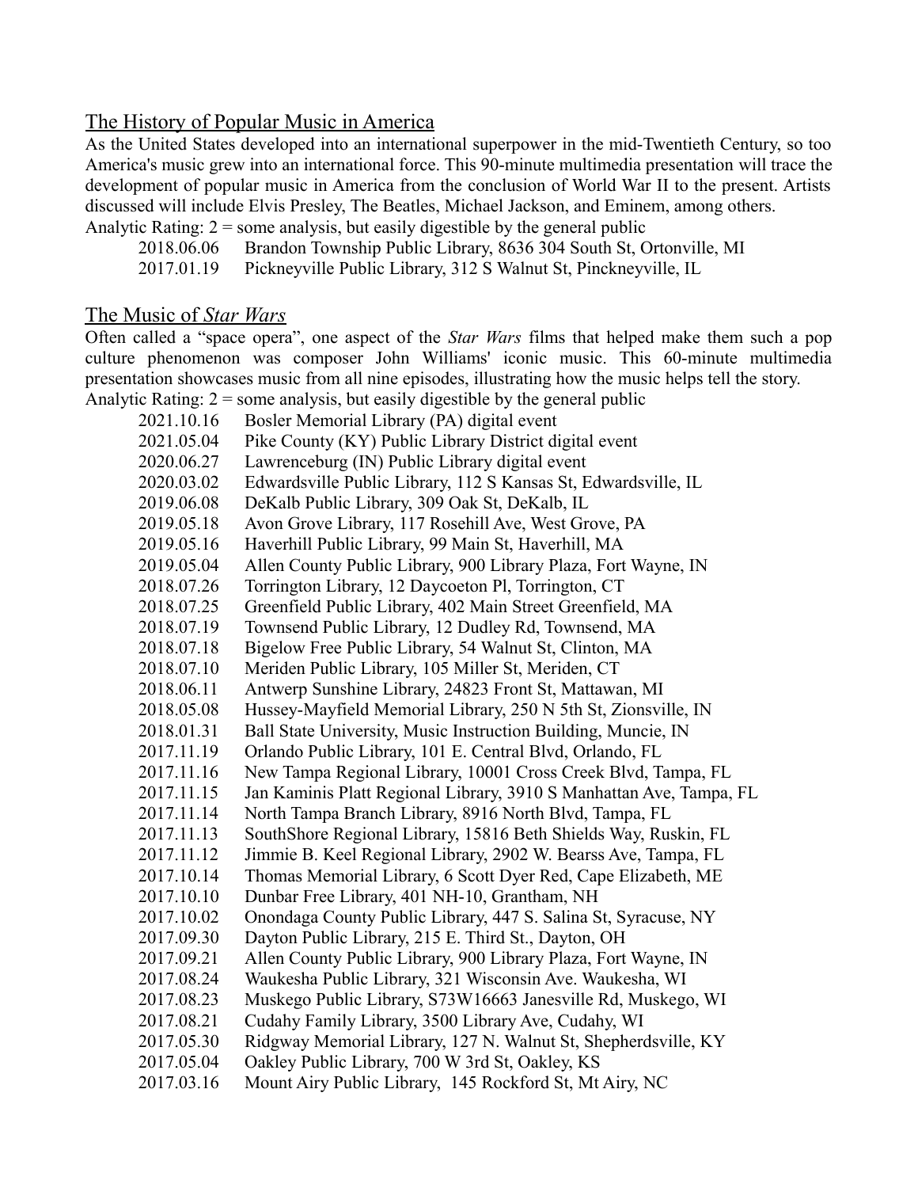## The History of Popular Music in America

As the United States developed into an international superpower in the mid-Twentieth Century, so too America's music grew into an international force. This 90-minute multimedia presentation will trace the development of popular music in America from the conclusion of World War II to the present. Artists discussed will include Elvis Presley, The Beatles, Michael Jackson, and Eminem, among others.

Analytic Rating: 2 = some analysis, but easily digestible by the general public

2018.06.06 Brandon Township Public Library, 8636 304 South St, Ortonville, MI
2017.01.19 Pickneyville Public Library, 312 S Walnut St, Pinckneyville, IL

## The Music of *Star Wars*

Often called a "space opera", one aspect of the *Star Wars* films that helped make them such a pop culture phenomenon was composer John Williams' iconic music. This 60-minute multimedia presentation showcases music from all nine episodes, illustrating how the music helps tell the story.

Analytic Rating: 2 = some analysis, but easily digestible by the general public

2021.10.16 Bosler Memorial Library (PA) digital event
2021.05.04 Pike County (KY) Public Library District digital event
2020.06.27 Lawrenceburg (IN) Public Library digital event
2020.03.02 Edwardsville Public Library, 112 S Kansas St, Edwardsville, IL
2019.06.08 DeKalb Public Library, 309 Oak St, DeKalb, IL
2019.05.18 Avon Grove Library, 117 Rosehill Ave, West Grove, PA
2019.05.16 Haverhill Public Library, 99 Main St, Haverhill, MA
2019.05.04 Allen County Public Library, 900 Library Plaza, Fort Wayne, IN
2018.07.26 Torrington Library, 12 Daycoeton Pl, Torrington, CT
2018.07.25 Greenfield Public Library, 402 Main Street Greenfield, MA
2018.07.19 Townsend Public Library, 12 Dudley Rd, Townsend, MA
2018.07.18 Bigelow Free Public Library, 54 Walnut St, Clinton, MA
2018.07.10 Meriden Public Library, 105 Miller St, Meriden, CT
2018.06.11 Antwerp Sunshine Library, 24823 Front St, Mattawan, MI
2018.05.08 Hussey-Mayfield Memorial Library, 250 N 5th St, Zionsville, IN
2018.01.31 Ball State University, Music Instruction Building, Muncie, IN
2017.11.19 Orlando Public Library, 101 E. Central Blvd, Orlando, FL
2017.11.16 New Tampa Regional Library, 10001 Cross Creek Blvd, Tampa, FL
2017.11.15 Jan Kaminis Platt Regional Library, 3910 S Manhattan Ave, Tampa, FL
2017.11.14 North Tampa Branch Library, 8916 North Blvd, Tampa, FL
2017.11.13 SouthShore Regional Library, 15816 Beth Shields Way, Ruskin, FL
2017.11.12 Jimmie B. Keel Regional Library, 2902 W. Bearss Ave, Tampa, FL
2017.10.14 Thomas Memorial Library, 6 Scott Dyer Red, Cape Elizabeth, ME
2017.10.10 Dunbar Free Library, 401 NH-10, Grantham, NH
2017.10.02 Onondaga County Public Library, 447 S. Salina St, Syracuse, NY
2017.09.30 Dayton Public Library, 215 E. Third St., Dayton, OH
2017.09.21 Allen County Public Library, 900 Library Plaza, Fort Wayne, IN
2017.08.24 Waukesha Public Library, 321 Wisconsin Ave. Waukesha, WI
2017.08.23 Muskego Public Library, S73W16663 Janesville Rd, Muskego, WI
2017.08.21 Cudahy Family Library, 3500 Library Ave, Cudahy, WI
2017.05.30 Ridgway Memorial Library, 127 N. Walnut St, Shepherdsville, KY
2017.05.04 Oakley Public Library, 700 W 3rd St, Oakley, KS
2017.03.16 Mount Airy Public Library, 145 Rockford St, Mt Airy, NC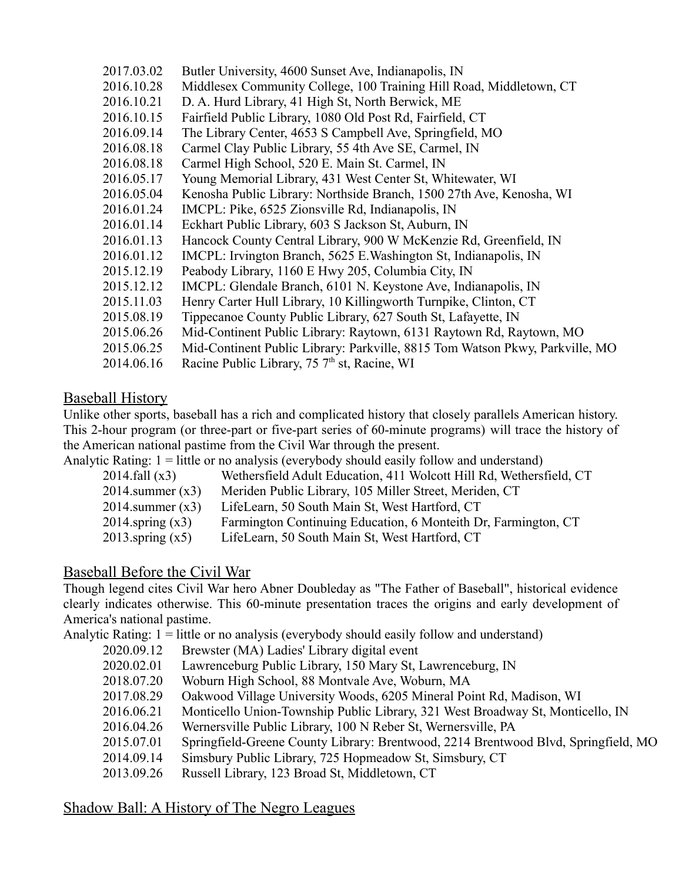2017.03.02 Butler University, 4600 Sunset Ave, Indianapolis, IN
2016.10.28 Middlesex Community College, 100 Training Hill Road, Middletown, CT
2016.10.21 D. A. Hurd Library, 41 High St, North Berwick, ME
2016.10.15 Fairfield Public Library, 1080 Old Post Rd, Fairfield, CT
2016.09.14 The Library Center, 4653 S Campbell Ave, Springfield, MO
2016.08.18 Carmel Clay Public Library, 55 4th Ave SE, Carmel, IN
2016.08.18 Carmel High School, 520 E. Main St. Carmel, IN
2016.05.17 Young Memorial Library, 431 West Center St, Whitewater, WI
2016.05.04 Kenosha Public Library: Northside Branch, 1500 27th Ave, Kenosha, WI
2016.01.24 IMCPL: Pike, 6525 Zionsville Rd, Indianapolis, IN
2016.01.14 Eckhart Public Library, 603 S Jackson St, Auburn, IN
2016.01.13 Hancock County Central Library, 900 W McKenzie Rd, Greenfield, IN
2016.01.12 IMCPL: Irvington Branch, 5625 E.Washington St, Indianapolis, IN
2015.12.19 Peabody Library, 1160 E Hwy 205, Columbia City, IN
2015.12.12 IMCPL: Glendale Branch, 6101 N. Keystone Ave, Indianapolis, IN
2015.11.03 Henry Carter Hull Library, 10 Killingworth Turnpike, Clinton, CT
2015.08.19 Tippecanoe County Public Library, 627 South St, Lafayette, IN
2015.06.26 Mid-Continent Public Library: Raytown, 6131 Raytown Rd, Raytown, MO
2015.06.25 Mid-Continent Public Library: Parkville, 8815 Tom Watson Pkwy, Parkville, MO
2014.06.16 Racine Public Library, 75 7th st, Racine, WI

## Baseball History

Unlike other sports, baseball has a rich and complicated history that closely parallels American history. This 2-hour program (or three-part or five-part series of 60-minute programs) will trace the history of the American national pastime from the Civil War through the present.

Analytic Rating: 1 = little or no analysis (everybody should easily follow and understand)

2014.fall (x3) Wethersfield Adult Education, 411 Wolcott Hill Rd, Wethersfield, CT
2014.summer (x3) Meriden Public Library, 105 Miller Street, Meriden, CT
2014.summer (x3) LifeLearn, 50 South Main St, West Hartford, CT
2014.spring (x3) Farmington Continuing Education, 6 Monteith Dr, Farmington, CT
2013.spring (x5) LifeLearn, 50 South Main St, West Hartford, CT

## Baseball Before the Civil War

Though legend cites Civil War hero Abner Doubleday as "The Father of Baseball", historical evidence clearly indicates otherwise. This 60-minute presentation traces the origins and early development of America's national pastime.

Analytic Rating: 1 = little or no analysis (everybody should easily follow and understand)

2020.09.12 Brewster (MA) Ladies' Library digital event
2020.02.01 Lawrenceburg Public Library, 150 Mary St, Lawrenceburg, IN
2018.07.20 Woburn High School, 88 Montvale Ave, Woburn, MA
2017.08.29 Oakwood Village University Woods, 6205 Mineral Point Rd, Madison, WI
2016.06.21 Monticello Union-Township Public Library, 321 West Broadway St, Monticello, IN
2016.04.26 Wernersville Public Library, 100 N Reber St, Wernersville, PA
2015.07.01 Springfield-Greene County Library: Brentwood, 2214 Brentwood Blvd, Springfield, MO
2014.09.14 Simsbury Public Library, 725 Hopmeadow St, Simsbury, CT
2013.09.26 Russell Library, 123 Broad St, Middletown, CT

## Shadow Ball: A History of The Negro Leagues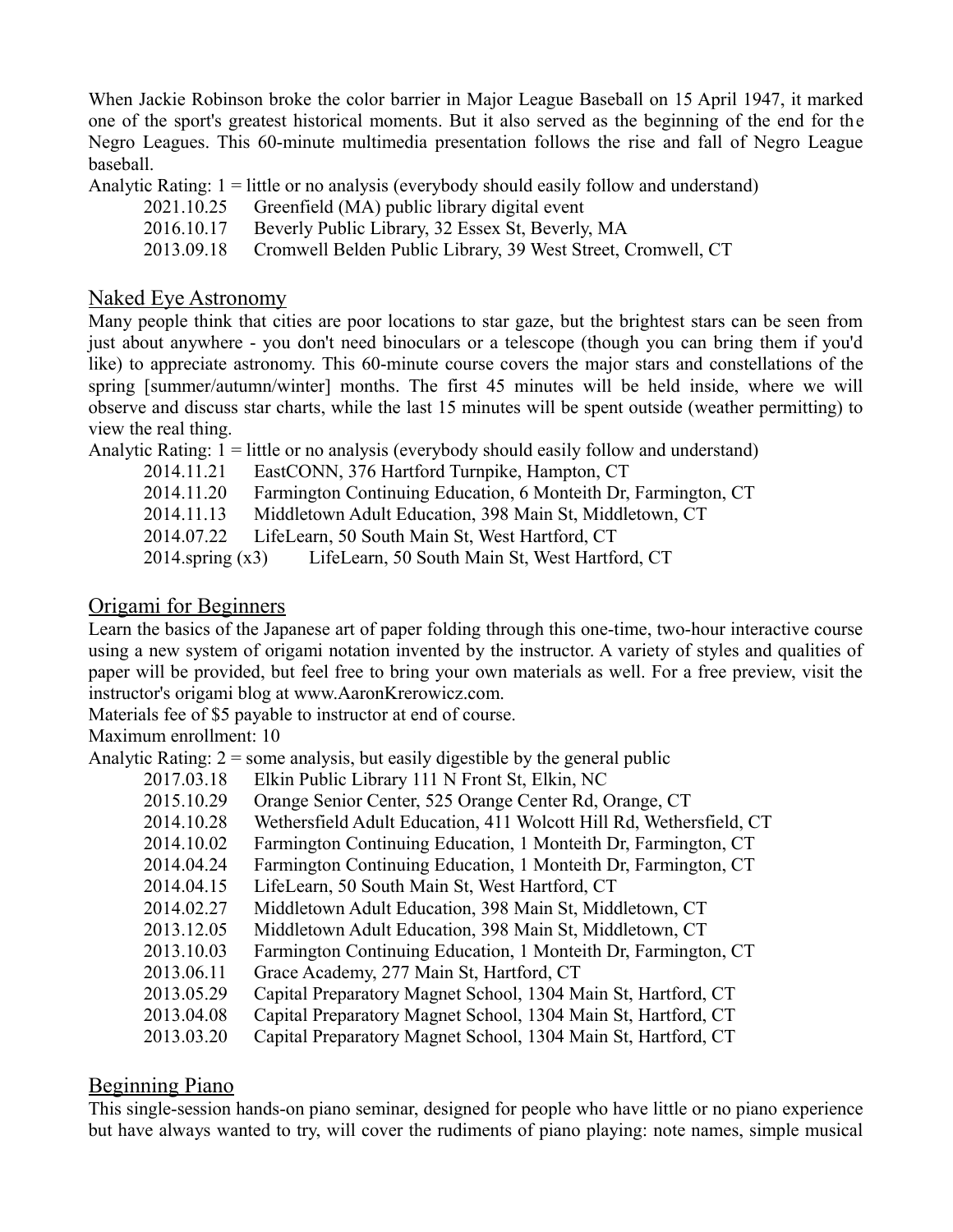When Jackie Robinson broke the color barrier in Major League Baseball on 15 April 1947, it marked one of the sport's greatest historical moments. But it also served as the beginning of the end for the Negro Leagues. This 60-minute multimedia presentation follows the rise and fall of Negro League baseball.

Analytic Rating: 1 = little or no analysis (everybody should easily follow and understand)

- 2021.10.25 Greenfield (MA) public library digital event
- 2016.10.17 Beverly Public Library, 32 Essex St, Beverly, MA
- 2013.09.18 Cromwell Belden Public Library, 39 West Street, Cromwell, CT

## Naked Eye Astronomy

Many people think that cities are poor locations to star gaze, but the brightest stars can be seen from just about anywhere - you don't need binoculars or a telescope (though you can bring them if you'd like) to appreciate astronomy. This 60-minute course covers the major stars and constellations of the spring [summer/autumn/winter] months. The first 45 minutes will be held inside, where we will observe and discuss star charts, while the last 15 minutes will be spent outside (weather permitting) to view the real thing.

Analytic Rating: 1 = little or no analysis (everybody should easily follow and understand)

- 2014.11.21 EastCONN, 376 Hartford Turnpike, Hampton, CT
- 2014.11.20 Farmington Continuing Education, 6 Monteith Dr, Farmington, CT
- 2014.11.13 Middletown Adult Education, 398 Main St, Middletown, CT
- 2014.07.22 LifeLearn, 50 South Main St, West Hartford, CT
- 2014.spring (x3) LifeLearn, 50 South Main St, West Hartford, CT

## Origami for Beginners

Learn the basics of the Japanese art of paper folding through this one-time, two-hour interactive course using a new system of origami notation invented by the instructor. A variety of styles and qualities of paper will be provided, but feel free to bring your own materials as well. For a free preview, visit the instructor's origami blog at www.AaronKrerowicz.com.

Materials fee of $5 payable to instructor at end of course.

Maximum enrollment: 10

Analytic Rating: 2 = some analysis, but easily digestible by the general public

- 2017.03.18 Elkin Public Library 111 N Front St, Elkin, NC
- 2015.10.29 Orange Senior Center, 525 Orange Center Rd, Orange, CT
- 2014.10.28 Wethersfield Adult Education, 411 Wolcott Hill Rd, Wethersfield, CT
- 2014.10.02 Farmington Continuing Education, 1 Monteith Dr, Farmington, CT
- 2014.04.24 Farmington Continuing Education, 1 Monteith Dr, Farmington, CT
- 2014.04.15 LifeLearn, 50 South Main St, West Hartford, CT
- 2014.02.27 Middletown Adult Education, 398 Main St, Middletown, CT
- 2013.12.05 Middletown Adult Education, 398 Main St, Middletown, CT
- 2013.10.03 Farmington Continuing Education, 1 Monteith Dr, Farmington, CT
- 2013.06.11 Grace Academy, 277 Main St, Hartford, CT
- 2013.05.29 Capital Preparatory Magnet School, 1304 Main St, Hartford, CT
- 2013.04.08 Capital Preparatory Magnet School, 1304 Main St, Hartford, CT
- 2013.03.20 Capital Preparatory Magnet School, 1304 Main St, Hartford, CT

## Beginning Piano

This single-session hands-on piano seminar, designed for people who have little or no piano experience but have always wanted to try, will cover the rudiments of piano playing: note names, simple musical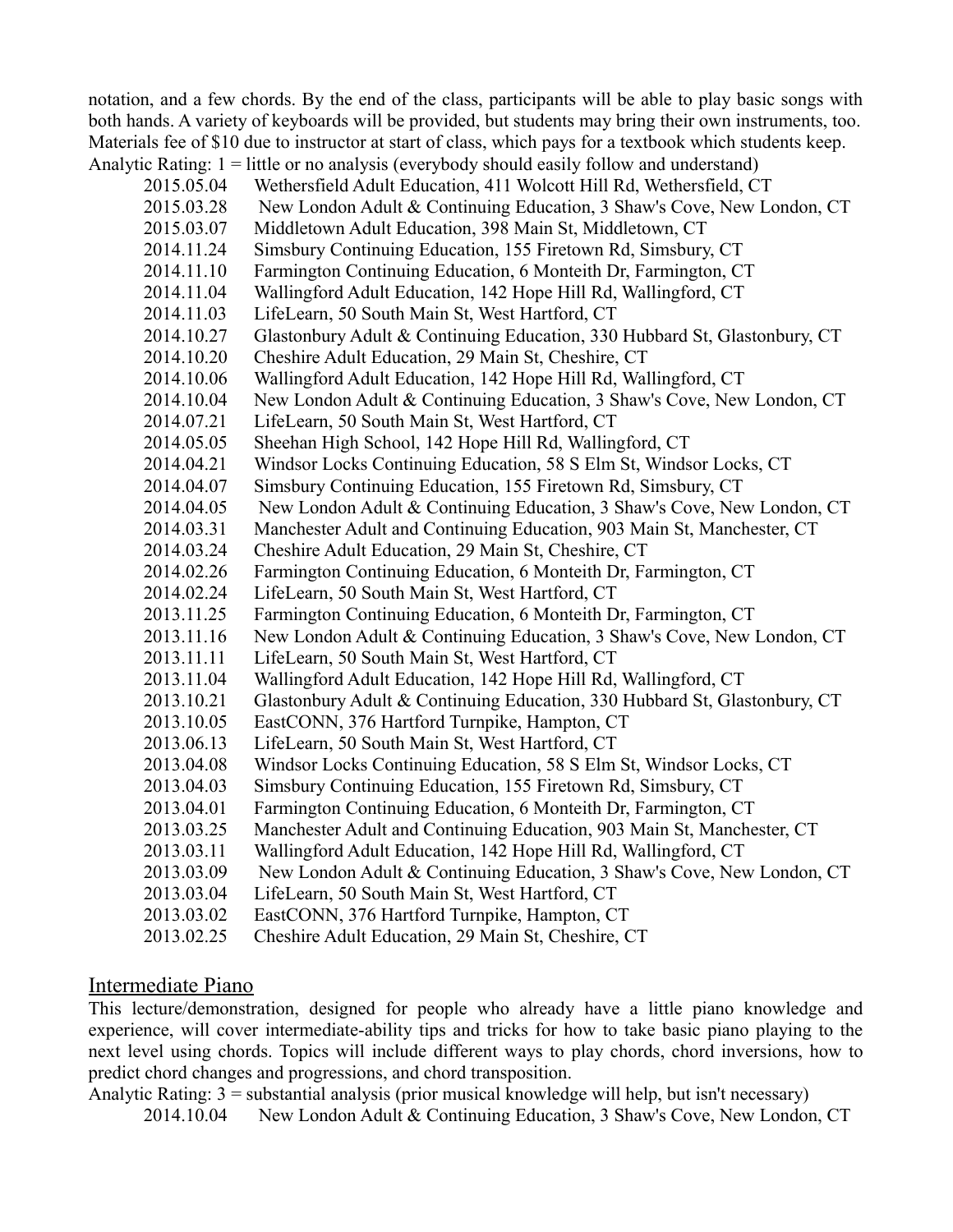notation, and a few chords. By the end of the class, participants will be able to play basic songs with both hands. A variety of keyboards will be provided, but students may bring their own instruments, too. Materials fee of $10 due to instructor at start of class, which pays for a textbook which students keep.

Analytic Rating: 1 = little or no analysis (everybody should easily follow and understand)

- 2015.05.04 Wethersfield Adult Education, 411 Wolcott Hill Rd, Wethersfield, CT
- 2015.03.28 New London Adult & Continuing Education, 3 Shaw's Cove, New London, CT
- 2015.03.07 Middletown Adult Education, 398 Main St, Middletown, CT
- 2014.11.24 Simsbury Continuing Education, 155 Firetown Rd, Simsbury, CT
- 2014.11.10 Farmington Continuing Education, 6 Monteith Dr, Farmington, CT
- 2014.11.04 Wallingford Adult Education, 142 Hope Hill Rd, Wallingford, CT
- 2014.11.03 LifeLearn, 50 South Main St, West Hartford, CT
- 2014.10.27 Glastonbury Adult & Continuing Education, 330 Hubbard St, Glastonbury, CT
- 2014.10.20 Cheshire Adult Education, 29 Main St, Cheshire, CT
- 2014.10.06 Wallingford Adult Education, 142 Hope Hill Rd, Wallingford, CT
- 2014.10.04 New London Adult & Continuing Education, 3 Shaw's Cove, New London, CT
- 2014.07.21 LifeLearn, 50 South Main St, West Hartford, CT
- 2014.05.05 Sheehan High School, 142 Hope Hill Rd, Wallingford, CT
- 2014.04.21 Windsor Locks Continuing Education, 58 S Elm St, Windsor Locks, CT
- 2014.04.07 Simsbury Continuing Education, 155 Firetown Rd, Simsbury, CT
- 2014.04.05 New London Adult & Continuing Education, 3 Shaw's Cove, New London, CT
- 2014.03.31 Manchester Adult and Continuing Education, 903 Main St, Manchester, CT
- 2014.03.24 Cheshire Adult Education, 29 Main St, Cheshire, CT
- 2014.02.26 Farmington Continuing Education, 6 Monteith Dr, Farmington, CT
- 2014.02.24 LifeLearn, 50 South Main St, West Hartford, CT
- 2013.11.25 Farmington Continuing Education, 6 Monteith Dr, Farmington, CT
- 2013.11.16 New London Adult & Continuing Education, 3 Shaw's Cove, New London, CT
- 2013.11.11 LifeLearn, 50 South Main St, West Hartford, CT
- 2013.11.04 Wallingford Adult Education, 142 Hope Hill Rd, Wallingford, CT
- 2013.10.21 Glastonbury Adult & Continuing Education, 330 Hubbard St, Glastonbury, CT
- 2013.10.05 EastCONN, 376 Hartford Turnpike, Hampton, CT
- 2013.06.13 LifeLearn, 50 South Main St, West Hartford, CT
- 2013.04.08 Windsor Locks Continuing Education, 58 S Elm St, Windsor Locks, CT
- 2013.04.03 Simsbury Continuing Education, 155 Firetown Rd, Simsbury, CT
- 2013.04.01 Farmington Continuing Education, 6 Monteith Dr, Farmington, CT
- 2013.03.25 Manchester Adult and Continuing Education, 903 Main St, Manchester, CT
- 2013.03.11 Wallingford Adult Education, 142 Hope Hill Rd, Wallingford, CT
- 2013.03.09 New London Adult & Continuing Education, 3 Shaw's Cove, New London, CT
- 2013.03.04 LifeLearn, 50 South Main St, West Hartford, CT
- 2013.03.02 EastCONN, 376 Hartford Turnpike, Hampton, CT
- 2013.02.25 Cheshire Adult Education, 29 Main St, Cheshire, CT

## Intermediate Piano

This lecture/demonstration, designed for people who already have a little piano knowledge and experience, will cover intermediate-ability tips and tricks for how to take basic piano playing to the next level using chords. Topics will include different ways to play chords, chord inversions, how to predict chord changes and progressions, and chord transposition.

Analytic Rating: 3 = substantial analysis (prior musical knowledge will help, but isn't necessary)

- 2014.10.04 New London Adult & Continuing Education, 3 Shaw's Cove, New London, CT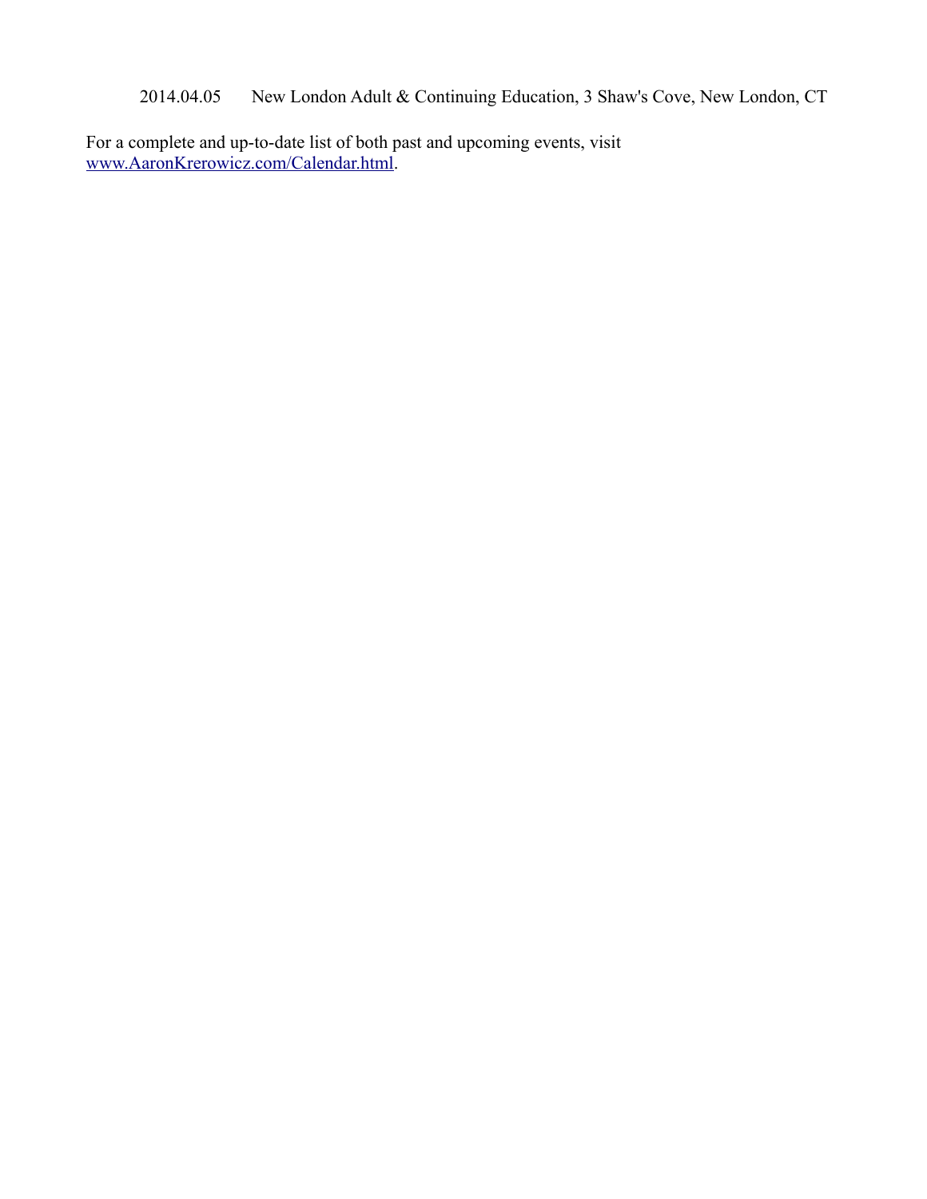2014.04.05 New London Adult & Continuing Education, 3 Shaw's Cove, New London, CT

For a complete and up-to-date list of both past and upcoming events, visit www.AaronKrerowicz.com/Calendar.html.